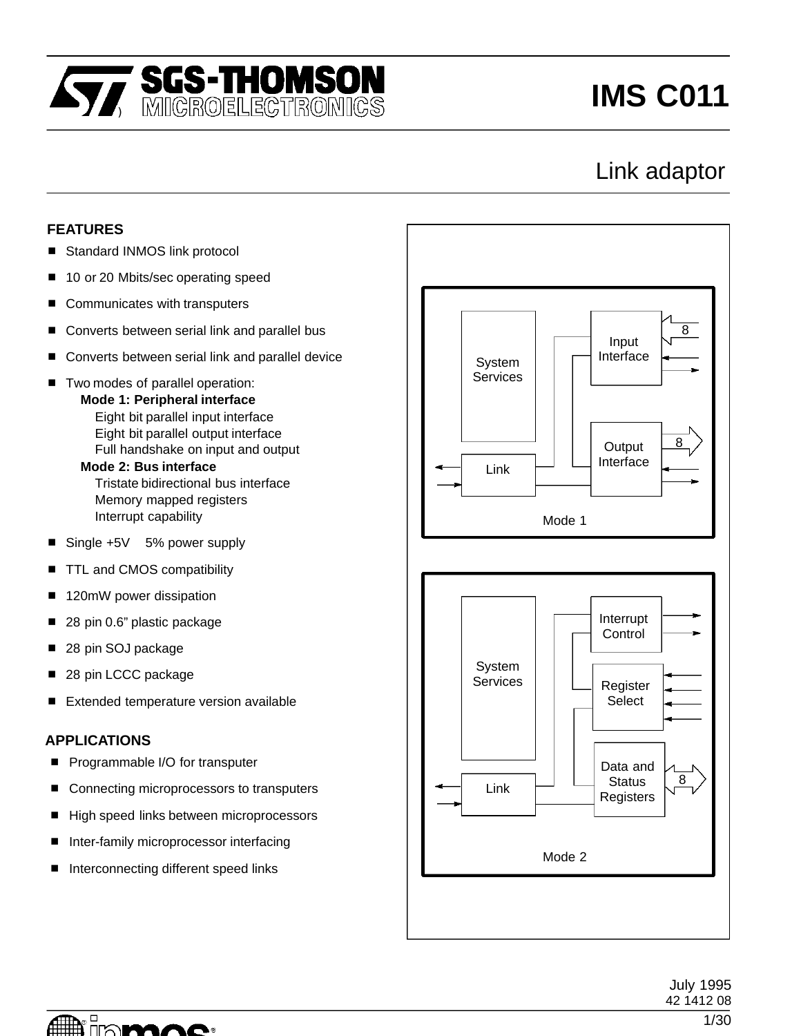# IMS C011

## Link adaptor

### FEATURES

- Standard INMOS link protocol
- 10 or 20 Mbits/sec operating speed
- Communicates with transputers
- Converts between serial link and parallel bus
- Converts between serial link and parallel device
- Two modes of parallel operation:
  - **Mode 1: Peripheral interface**
    - Eight bit parallel input interface
    - Eight bit parallel output interface
    - Full handshake on input and output
  - **Mode 2: Bus interface**
    - Tristate bidirectional bus interface
    - Memory mapped registers
    - Interrupt capability
- Single +5V ± 5% power supply
- TTL and CMOS compatibility
- 120mW power dissipation
- 28 pin 0.6" plastic package
- 28 pin SOJ package
- 28 pin LCCC package
- Extended temperature version available

### APPLICATIONS

- Programmable I/O for transputer
- Connecting microprocessors to transputers
- High speed links between microprocessors
- Inter-family microprocessor interfacing
- Interconnecting different speed links

System Services | Input Interface | 8 | Output Interface | 8 | Link

Mode 1

System Services | Interrupt Control | Register Select | Data and Status Registers | 8 | Link

Mode 2

July 1995
42 1412 08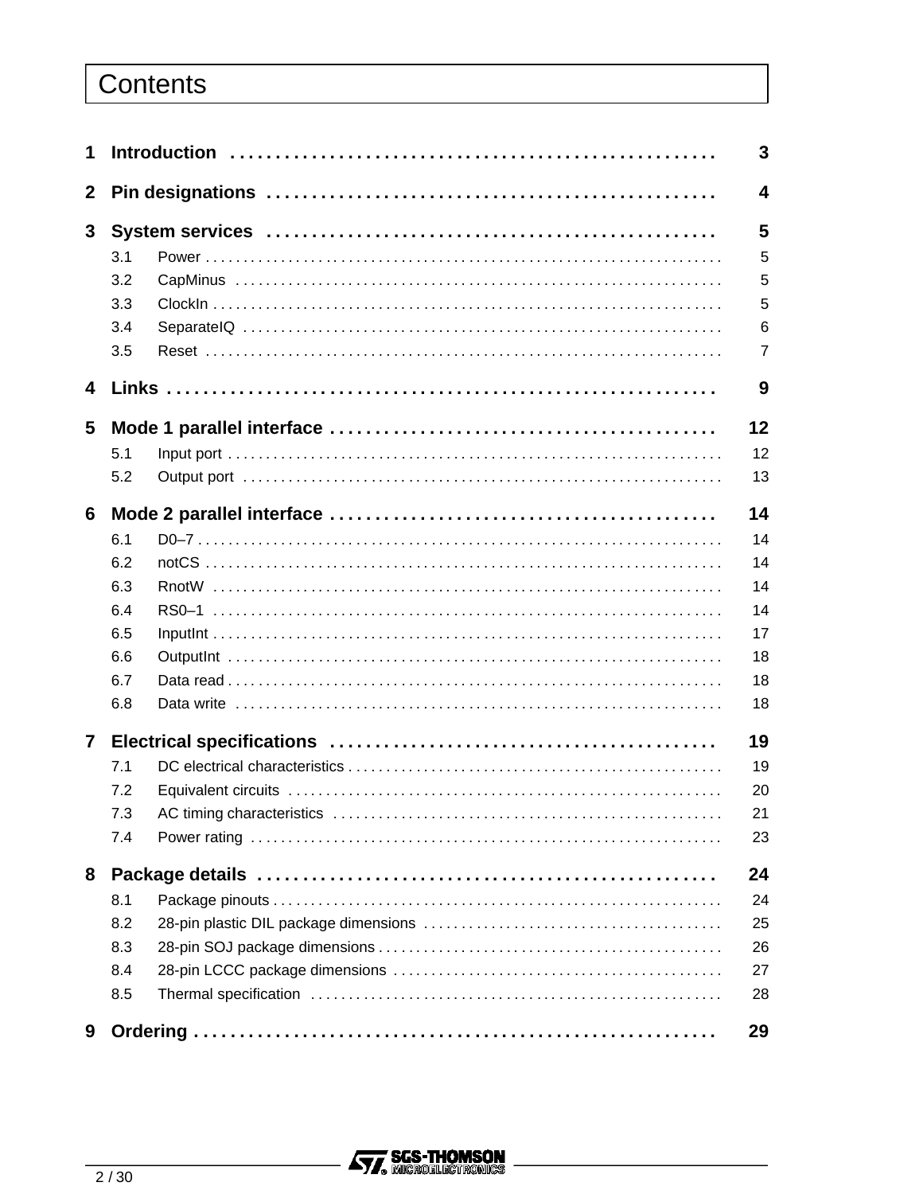# Contents

| | | |
|---|---|---|
| **1** | **Introduction** | **3** |
| **2** | **Pin designations** | **4** |
| **3** | **System services** | **5** |
| 3.1 | Power | 5 |
| 3.2 | CapMinus | 5 |
| 3.3 | ClockIn | 5 |
| 3.4 | SeparateIQ | 6 |
| 3.5 | Reset | 7 |
| **4** | **Links** | **9** |
| **5** | **Mode 1 parallel interface** | **12** |
| 5.1 | Input port | 12 |
| 5.2 | Output port | 13 |
| **6** | **Mode 2 parallel interface** | **14** |
| 6.1 | D0–7 | 14 |
| 6.2 | notCS | 14 |
| 6.3 | RnotW | 14 |
| 6.4 | RS0–1 | 14 |
| 6.5 | InputInt | 17 |
| 6.6 | OutputInt | 18 |
| 6.7 | Data read | 18 |
| 6.8 | Data write | 18 |
| **7** | **Electrical specifications** | **19** |
| 7.1 | DC electrical characteristics | 19 |
| 7.2 | Equivalent circuits | 20 |
| 7.3 | AC timing characteristics | 21 |
| 7.4 | Power rating | 23 |
| **8** | **Package details** | **24** |
| 8.1 | Package pinouts | 24 |
| 8.2 | 28-pin plastic DIL package dimensions | 25 |
| 8.3 | 28-pin SOJ package dimensions | 26 |
| 8.4 | 28-pin LCCC package dimensions | 27 |
| 8.5 | Thermal specification | 28 |
| **9** | **Ordering** | **29** |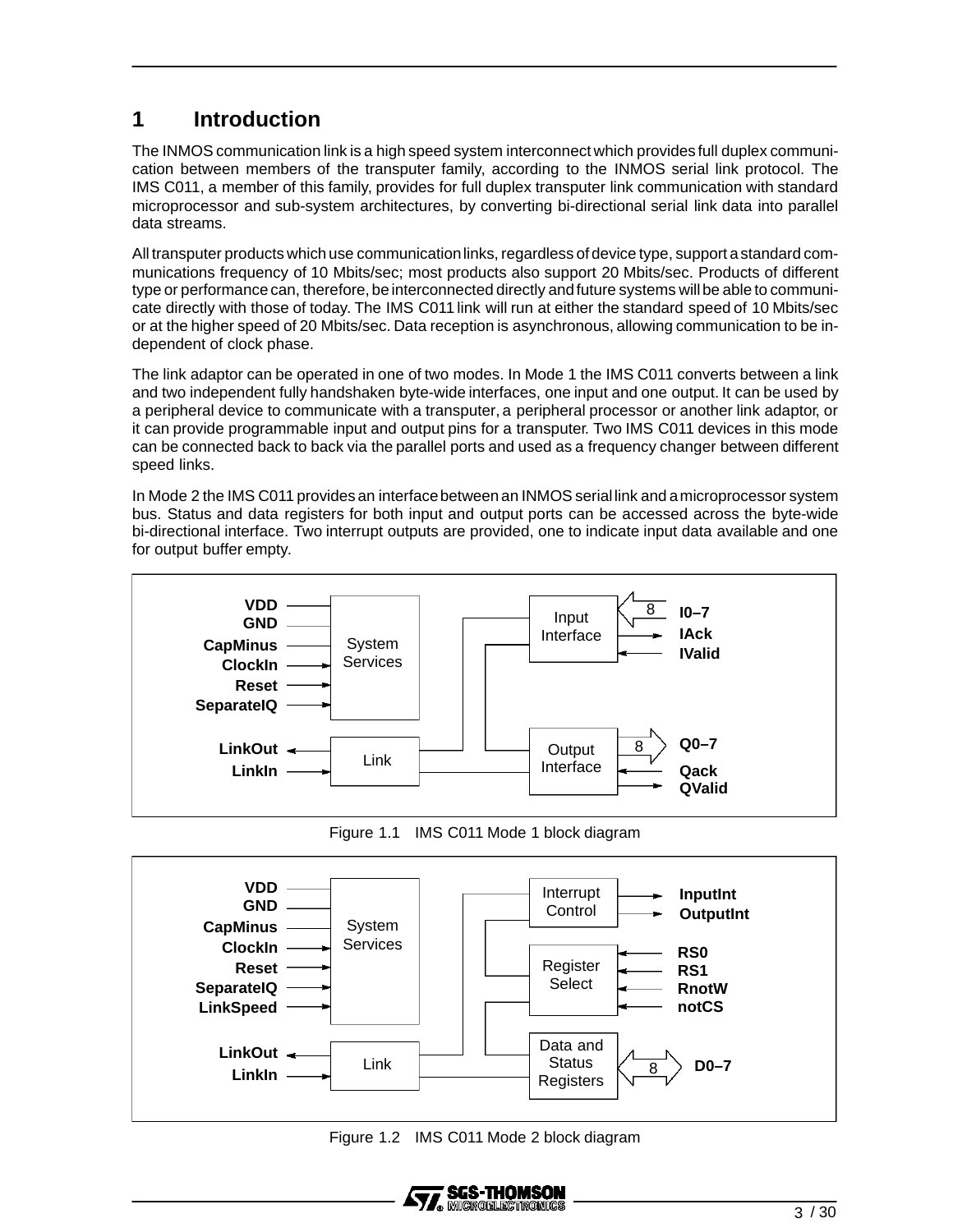# 1 Introduction

The INMOS communication link is a high speed system interconnect which provides full duplex communication between members of the transputer family, according to the INMOS serial link protocol. The IMS C011, a member of this family, provides for full duplex transputer link communication with standard microprocessor and sub-system architectures, by converting bi-directional serial link data into parallel data streams.

All transputer products which use communication links, regardless of device type, support a standard communications frequency of 10 Mbits/sec; most products also support 20 Mbits/sec. Products of different type or performance can, therefore, be interconnected directly and future systems will be able to communicate directly with those of today. The IMS C011 link will run at either the standard speed of 10 Mbits/sec or at the higher speed of 20 Mbits/sec. Data reception is asynchronous, allowing communication to be independent of clock phase.

The link adaptor can be operated in one of two modes. In Mode 1 the IMS C011 converts between a link and two independent fully handshaken byte-wide interfaces, one input and one output. It can be used by a peripheral device to communicate with a transputer, a peripheral processor or another link adaptor, or it can provide programmable input and output pins for a transputer. Two IMS C011 devices in this mode can be connected back to back via the parallel ports and used as a frequency changer between different speed links.

In Mode 2 the IMS C011 provides an interface between an INMOS serial link and a microprocessor system bus. Status and data registers for both input and output ports can be accessed across the byte-wide bi-directional interface. Two interrupt outputs are provided, one to indicate input data available and one for output buffer empty.

Figure 1.1 IMS C011 Mode 1 block diagram

Figure 1.2 IMS C011 Mode 2 block diagram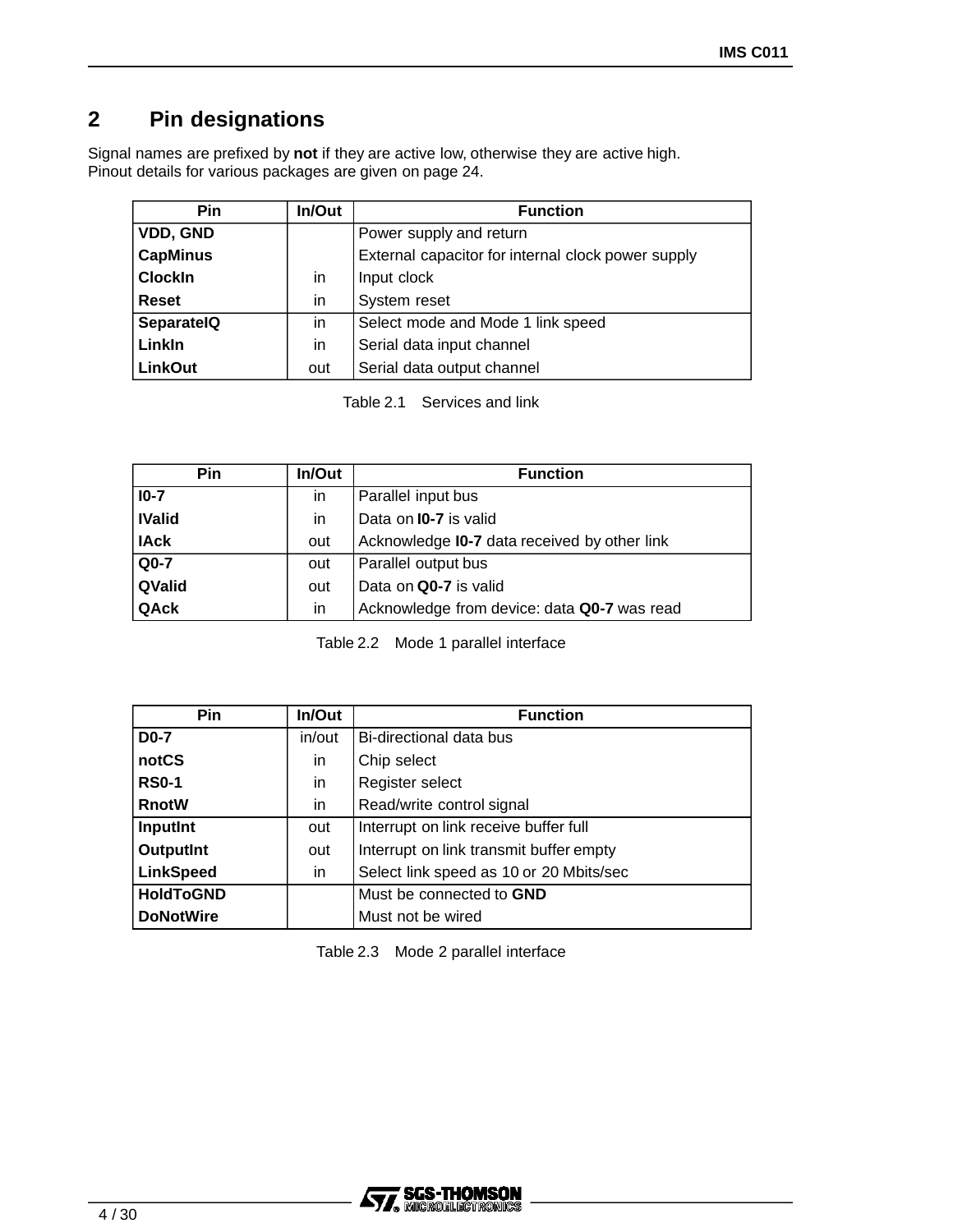## 2 Pin designations

Signal names are prefixed by **not** if they are active low, otherwise they are active high.
Pinout details for various packages are given on page 24.

| Pin | In/Out | Function |
|---|---|---|
| **VDD, GND** | | Power supply and return |
| **CapMinus** | | External capacitor for internal clock power supply |
| **ClockIn** | in | Input clock |
| **Reset** | in | System reset |
| **SeparateIQ** | in | Select mode and Mode 1 link speed |
| **LinkIn** | in | Serial data input channel |
| **LinkOut** | out | Serial data output channel |

Table 2.1 Services and link

| Pin | In/Out | Function |
|---|---|---|
| **I0-7** | in | Parallel input bus |
| **IValid** | in | Data on **I0-7** is valid |
| **IAck** | out | Acknowledge **I0-7** data received by other link |
| **Q0-7** | out | Parallel output bus |
| **QValid** | out | Data on **Q0-7** is valid |
| **QAck** | in | Acknowledge from device: data **Q0-7** was read |

Table 2.2 Mode 1 parallel interface

| Pin | In/Out | Function |
|---|---|---|
| **D0-7** | in/out | Bi-directional data bus |
| **notCS** | in | Chip select |
| **RS0-1** | in | Register select |
| **RnotW** | in | Read/write control signal |
| **InputInt** | out | Interrupt on link receive buffer full |
| **OutputInt** | out | Interrupt on link transmit buffer empty |
| **LinkSpeed** | in | Select link speed as 10 or 20 Mbits/sec |
| **HoldToGND** | | Must be connected to **GND** |
| **DoNotWire** | | Must not be wired |

Table 2.3 Mode 2 parallel interface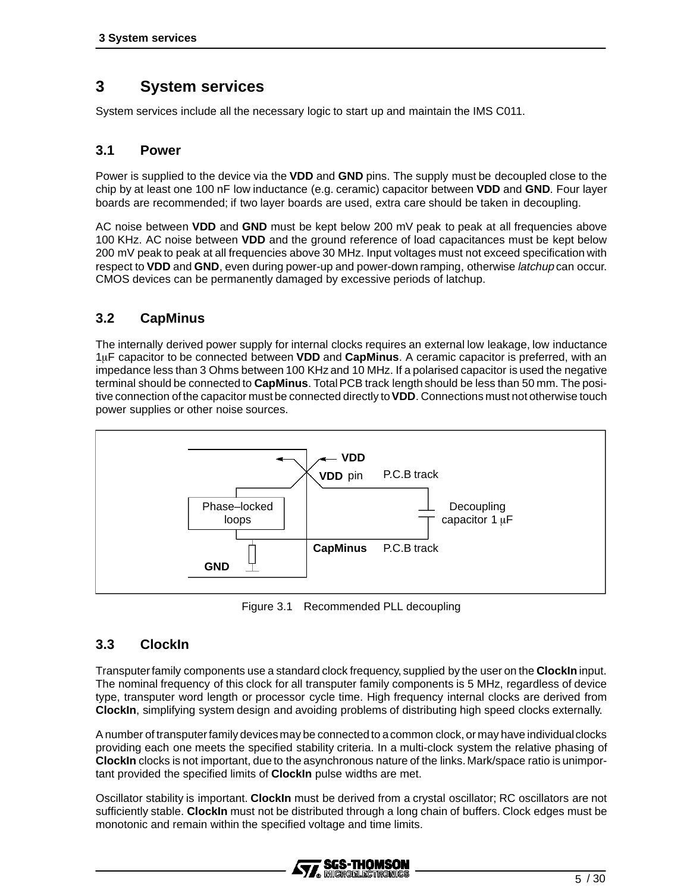# 3 System services

System services include all the necessary logic to start up and maintain the IMS C011.

## 3.1 Power

Power is supplied to the device via the **VDD** and **GND** pins. The supply must be decoupled close to the chip by at least one 100 nF low inductance (e.g. ceramic) capacitor between **VDD** and **GND**. Four layer boards are recommended; if two layer boards are used, extra care should be taken in decoupling.

AC noise between **VDD** and **GND** must be kept below 200 mV peak to peak at all frequencies above 100 KHz. AC noise between **VDD** and the ground reference of load capacitances must be kept below 200 mV peak to peak at all frequencies above 30 MHz. Input voltages must not exceed specification with respect to **VDD** and **GND**, even during power-up and power-down ramping, otherwise *latchup* can occur. CMOS devices can be permanently damaged by excessive periods of latchup.

## 3.2 CapMinus

The internally derived power supply for internal clocks requires an external low leakage, low inductance 1μF capacitor to be connected between **VDD** and **CapMinus**. A ceramic capacitor is preferred, with an impedance less than 3 Ohms between 100 KHz and 10 MHz. If a polarised capacitor is used the negative terminal should be connected to **CapMinus**. Total PCB track length should be less than 50 mm. The positive connection of the capacitor must be connected directly to **VDD**. Connections must not otherwise touch power supplies or other noise sources.

VDD
VDD pin   P.C.B track
Phase–locked loops   Decoupling capacitor 1 μF
CapMinus   P.C.B track
GND

Figure 3.1 Recommended PLL decoupling

## 3.3 ClockIn

Transputer family components use a standard clock frequency, supplied by the user on the **ClockIn** input. The nominal frequency of this clock for all transputer family components is 5 MHz, regardless of device type, transputer word length or processor cycle time. High frequency internal clocks are derived from **ClockIn**, simplifying system design and avoiding problems of distributing high speed clocks externally.

A number of transputer family devices may be connected to a common clock, or may have individual clocks providing each one meets the specified stability criteria. In a multi-clock system the relative phasing of **ClockIn** clocks is not important, due to the asynchronous nature of the links. Mark/space ratio is unimportant provided the specified limits of **ClockIn** pulse widths are met.

Oscillator stability is important. **ClockIn** must be derived from a crystal oscillator; RC oscillators are not sufficiently stable. **ClockIn** must not be distributed through a long chain of buffers. Clock edges must be monotonic and remain within the specified voltage and time limits.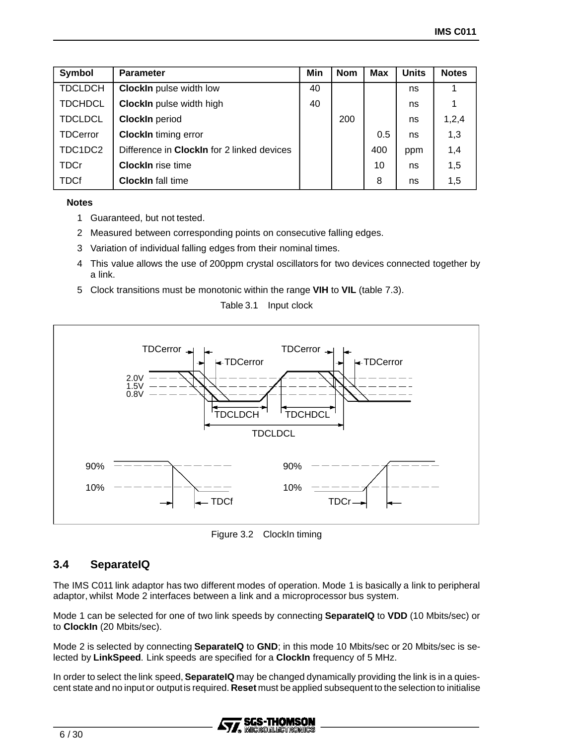| Symbol | Parameter | Min | Nom | Max | Units | Notes |
|---|---|---|---|---|---|---|
| TDCLDCH | **ClockIn** pulse width low | 40 | | | ns | 1 |
| TDCHDCL | **ClockIn** pulse width high | 40 | | | ns | 1 |
| TDCLDCL | **ClockIn** period | | 200 | | ns | 1,2,4 |
| TDCerror | **ClockIn** timing error | | | 0.5 | ns | 1,3 |
| TDC1DC2 | Difference in **ClockIn** for 2 linked devices | | | 400 | ppm | 1,4 |
| TDCr | **ClockIn** rise time | | | 10 | ns | 1,5 |
| TDCf | **ClockIn** fall time | | | 8 | ns | 1,5 |

**Notes**

1. Guaranteed, but not tested.
2. Measured between corresponding points on consecutive falling edges.
3. Variation of individual falling edges from their nominal times.
4. This value allows the use of 200ppm crystal oscillators for two devices connected together by a link.
5. Clock transitions must be monotonic within the range **VIH** to **VIL** (table 7.3).

Table 3.1 Input clock

Figure 3.2 ClockIn timing

## 3.4 SeparateIQ

The IMS C011 link adaptor has two different modes of operation. Mode 1 is basically a link to peripheral adaptor, whilst Mode 2 interfaces between a link and a microprocessor bus system.

Mode 1 can be selected for one of two link speeds by connecting **SeparateIQ** to **VDD** (10 Mbits/sec) or to **ClockIn** (20 Mbits/sec).

Mode 2 is selected by connecting **SeparateIQ** to **GND**; in this mode 10 Mbits/sec or 20 Mbits/sec is selected by **LinkSpeed**. Link speeds are specified for a **ClockIn** frequency of 5 MHz.

In order to select the link speed, **SeparateIQ** may be changed dynamically providing the link is in a quiescent state and no input or output is required. **Reset** must be applied subsequent to the selection to initialise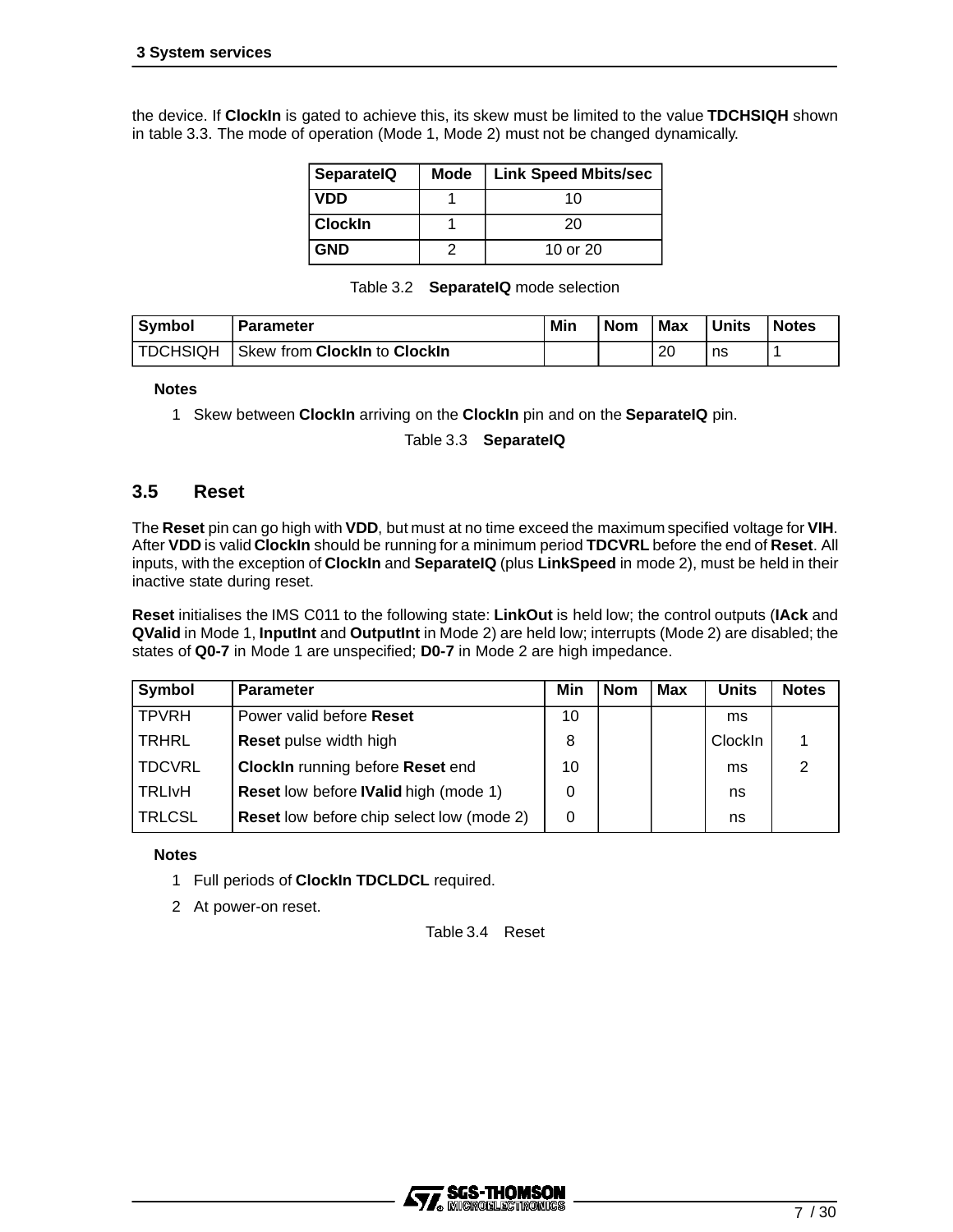the device. If **ClockIn** is gated to achieve this, its skew must be limited to the value **TDCHSIQH** shown in table 3.3. The mode of operation (Mode 1, Mode 2) must not be changed dynamically.

| SeparateIQ | Mode | Link Speed Mbits/sec |
|---|---|---|
| **VDD** | 1 | 10 |
| **ClockIn** | 1 | 20 |
| **GND** | 2 | 10 or 20 |

Table 3.2 **SeparateIQ** mode selection

| Symbol | Parameter | Min | Nom | Max | Units | Notes |
|---|---|---|---|---|---|---|
| TDCHSIQH | Skew from **ClockIn** to **ClockIn** | | | 20 | ns | 1 |

**Notes**

1 Skew between **ClockIn** arriving on the **ClockIn** pin and on the **SeparateIQ** pin.

Table 3.3 **SeparateIQ**

## 3.5 Reset

The **Reset** pin can go high with **VDD**, but must at no time exceed the maximum specified voltage for **VIH**. After **VDD** is valid **ClockIn** should be running for a minimum period **TDCVRL** before the end of **Reset**. All inputs, with the exception of **ClockIn** and **SeparateIQ** (plus **LinkSpeed** in mode 2), must be held in their inactive state during reset.

**Reset** initialises the IMS C011 to the following state: **LinkOut** is held low; the control outputs (**IAck** and **QValid** in Mode 1, **InputInt** and **OutputInt** in Mode 2) are held low; interrupts (Mode 2) are disabled; the states of **Q0-7** in Mode 1 are unspecified; **D0-7** in Mode 2 are high impedance.

| Symbol | Parameter | Min | Nom | Max | Units | Notes |
|---|---|---|---|---|---|---|
| TPVRH | Power valid before **Reset** | 10 | | | ms | |
| TRHRL | **Reset** pulse width high | 8 | | | ClockIn | 1 |
| TDCVRL | **ClockIn** running before **Reset** end | 10 | | | ms | 2 |
| TRLIvH | **Reset** low before **IValid** high (mode 1) | 0 | | | ns | |
| TRLCSL | **Reset** low before chip select low (mode 2) | 0 | | | ns | |

**Notes**

1 Full periods of **ClockIn TDCLDCL** required.

2 At power-on reset.

Table 3.4 Reset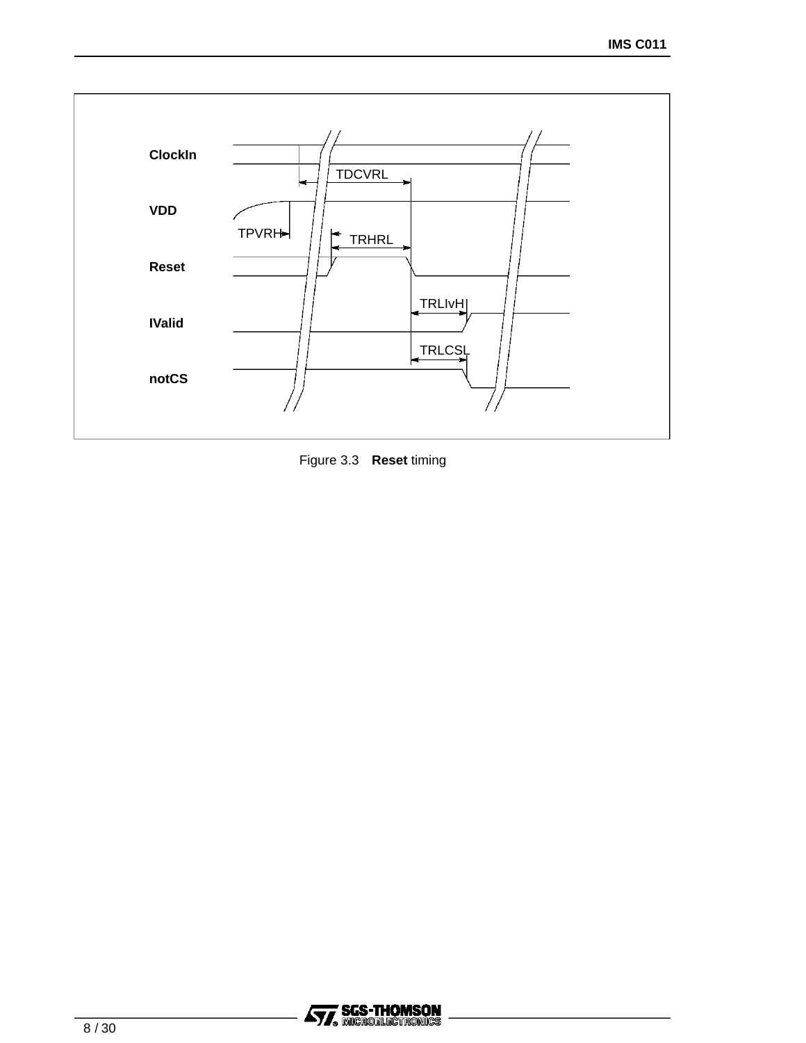ClockIn

VDD

Reset

IValid

notCS

TDCVRL

TPVRH

TRHRL

TRLIvH

TRLCSL

Figure 3.3 **Reset** timing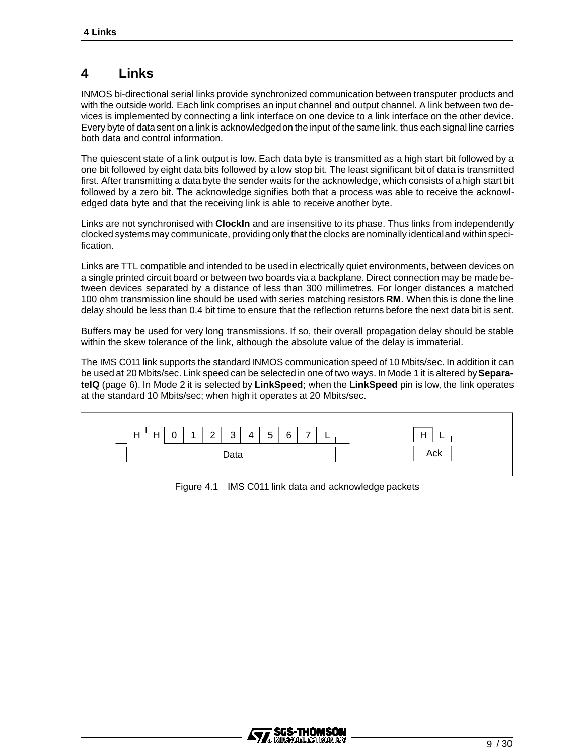# 4 Links

INMOS bi-directional serial links provide synchronized communication between transputer products and with the outside world. Each link comprises an input channel and output channel. A link between two devices is implemented by connecting a link interface on one device to a link interface on the other device. Every byte of data sent on a link is acknowledged on the input of the same link, thus each signal line carries both data and control information.

The quiescent state of a link output is low. Each data byte is transmitted as a high start bit followed by a one bit followed by eight data bits followed by a low stop bit. The least significant bit of data is transmitted first. After transmitting a data byte the sender waits for the acknowledge, which consists of a high start bit followed by a zero bit. The acknowledge signifies both that a process was able to receive the acknowledged data byte and that the receiving link is able to receive another byte.

Links are not synchronised with **ClockIn** and are insensitive to its phase. Thus links from independently clocked systems may communicate, providing only that the clocks are nominally identical and within specification.

Links are TTL compatible and intended to be used in electrically quiet environments, between devices on a single printed circuit board or between two boards via a backplane. Direct connection may be made between devices separated by a distance of less than 300 millimetres. For longer distances a matched 100 ohm transmission line should be used with series matching resistors **RM**. When this is done the line delay should be less than 0.4 bit time to ensure that the reflection returns before the next data bit is sent.

Buffers may be used for very long transmissions. If so, their overall propagation delay should be stable within the skew tolerance of the link, although the absolute value of the delay is immaterial.

The IMS C011 link supports the standard INMOS communication speed of 10 Mbits/sec. In addition it can be used at 20 Mbits/sec. Link speed can be selected in one of two ways. In Mode 1 it is altered by **SeparateIQ** (page 6). In Mode 2 it is selected by **LinkSpeed**; when the **LinkSpeed** pin is low, the link operates at the standard 10 Mbits/sec; when high it operates at 20 Mbits/sec.

| H | H | 0 | 1 | 2 | 3 | 4 | 5 | 6 | 7 | L | | H | L |
|---|---|---|---|---|---|---|---|---|---|---|---|---|---|
| Data | | | | | | | | | | | | Ack | |

Figure 4.1 IMS C011 link data and acknowledge packets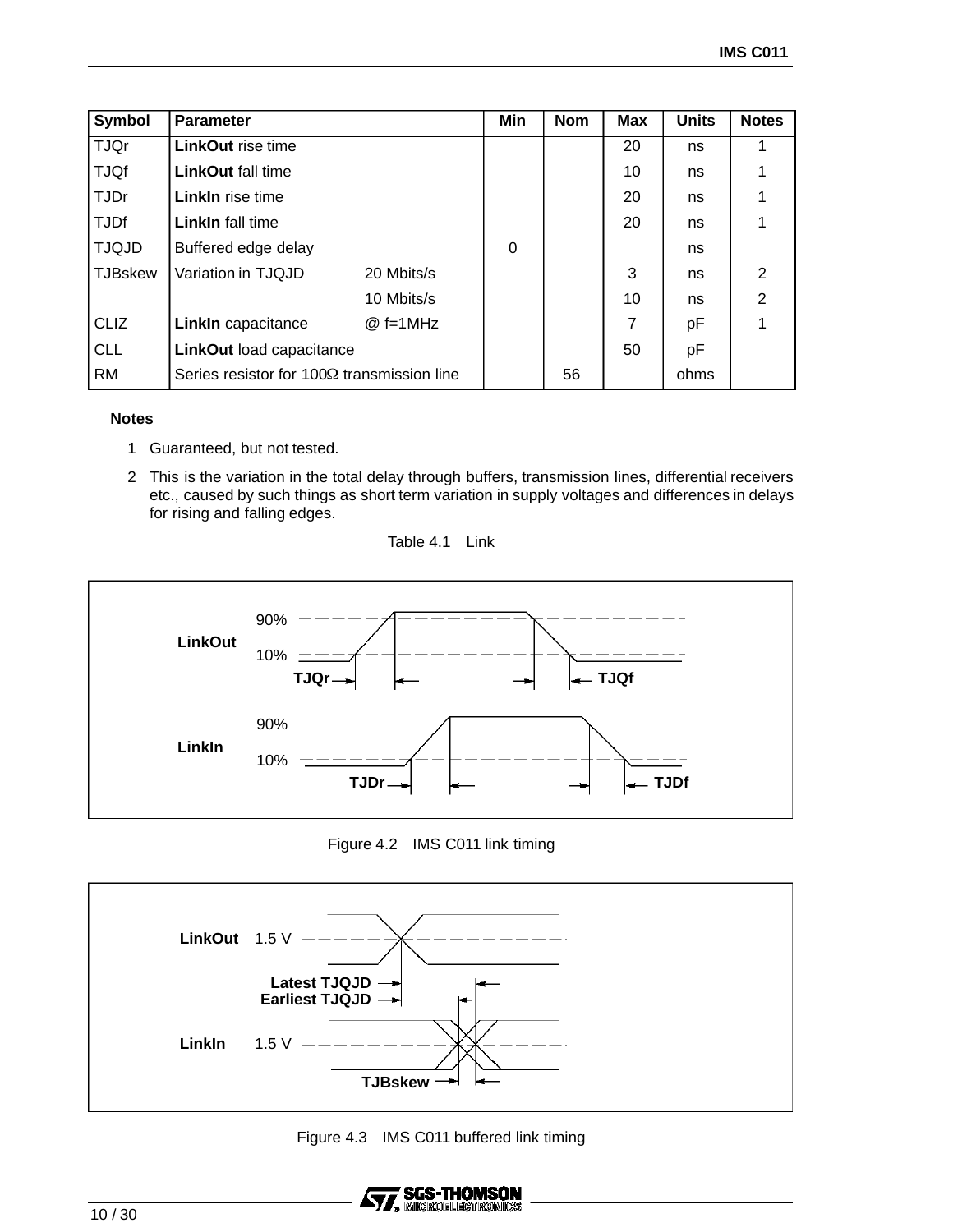| Symbol | Parameter | | Min | Nom | Max | Units | Notes |
|---|---|---|---|---|---|---|---|
| TJQr | **LinkOut** rise time | | | | 20 | ns | 1 |
| TJQf | **LinkOut** fall time | | | | 10 | ns | 1 |
| TJDr | **LinkIn** rise time | | | | 20 | ns | 1 |
| TJDf | **LinkIn** fall time | | | | 20 | ns | 1 |
| TJQJD | Buffered edge delay | | 0 | | | ns | |
| TJBskew | Variation in TJQJD | 20 Mbits/s | | | 3 | ns | 2 |
| | | 10 Mbits/s | | | 10 | ns | 2 |
| CLIZ | **LinkIn** capacitance | @ f=1MHz | | | 7 | pF | 1 |
| CLL | **LinkOut** load capacitance | | | | 50 | pF | |
| RM | Series resistor for 100Ω transmission line | | | 56 | | ohms | |

**Notes**

1. Guaranteed, but not tested.
2. This is the variation in the total delay through buffers, transmission lines, differential receivers etc., caused by such things as short term variation in supply voltages and differences in delays for rising and falling edges.

Table 4.1 Link

Figure 4.2 IMS C011 link timing

Figure 4.3 IMS C011 buffered link timing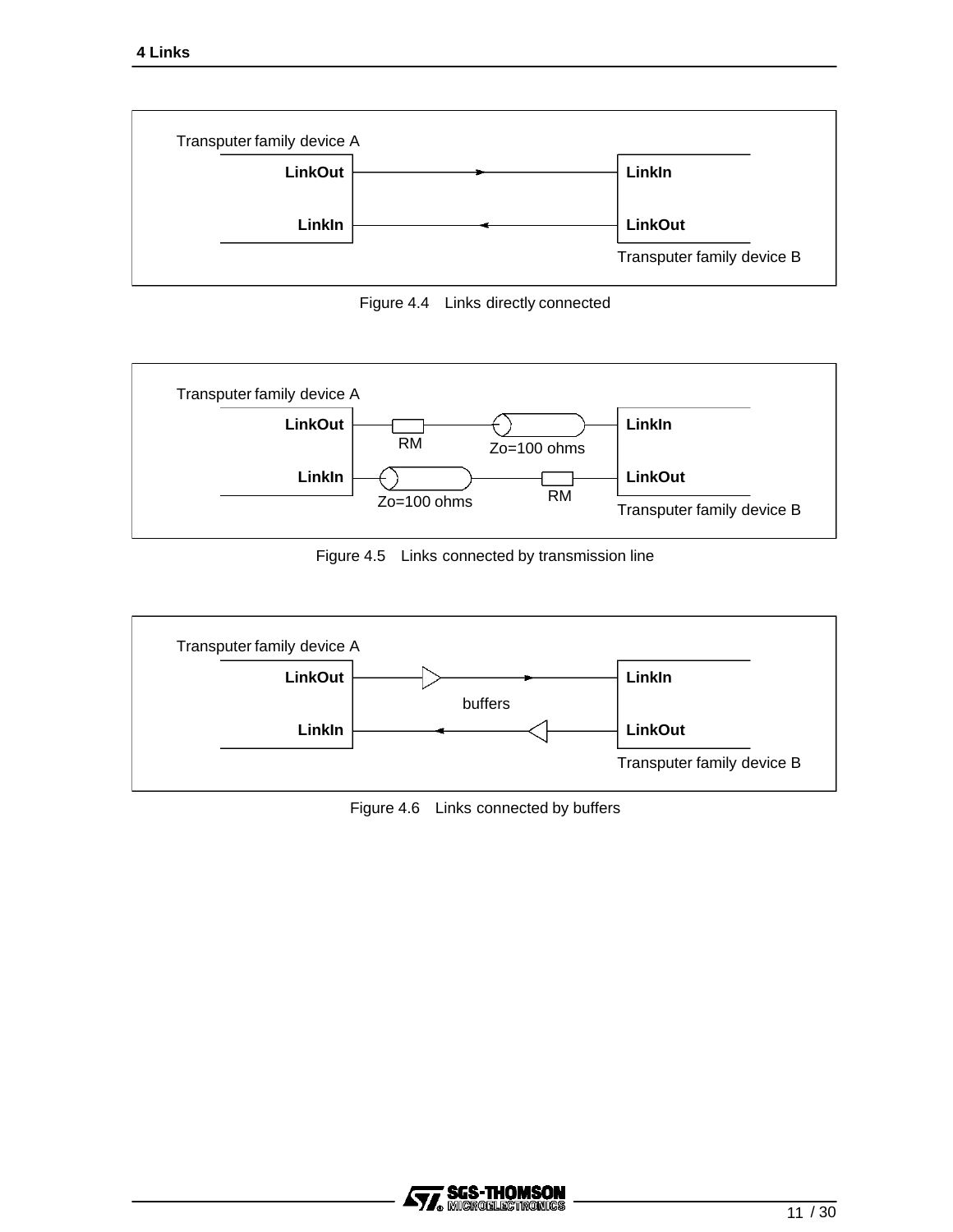Transputer family device A

**LinkOut** → **LinkIn**

**LinkIn** ← **LinkOut**

Transputer family device B

Figure 4.4 Links directly connected

Transputer family device A

**LinkOut** — RM — Zo=100 ohms — **LinkIn**

**LinkIn** — Zo=100 ohms — RM — **LinkOut**

Transputer family device B

Figure 4.5 Links connected by transmission line

Transputer family device A

**LinkOut** → buffers → **LinkIn**

**LinkIn** ← buffers ← **LinkOut**

Transputer family device B

Figure 4.6 Links connected by buffers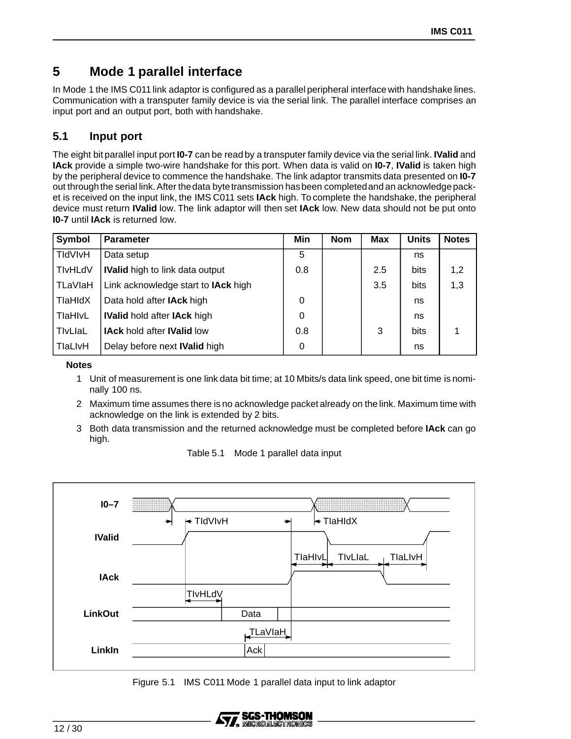# 5 Mode 1 parallel interface

In Mode 1 the IMS C011 link adaptor is configured as a parallel peripheral interface with handshake lines. Communication with a transputer family device is via the serial link. The parallel interface comprises an input port and an output port, both with handshake.

## 5.1 Input port

The eight bit parallel input port **I0-7** can be read by a transputer family device via the serial link. **IValid** and **IAck** provide a simple two-wire handshake for this port. When data is valid on **I0-7**, **IValid** is taken high by the peripheral device to commence the handshake. The link adaptor transmits data presented on **I0-7** out through the serial link. After the data byte transmission has been completed and an acknowledge packet is received on the input link, the IMS C011 sets **IAck** high. To complete the handshake, the peripheral device must return **IValid** low. The link adaptor will then set **IAck** low. New data should not be put onto **I0-7** until **IAck** is returned low.

| Symbol | Parameter | Min | Nom | Max | Units | Notes |
|---|---|---|---|---|---|---|
| TIdVIvH | Data setup | 5 | | | ns | |
| TIvHLdV | **IValid** high to link data output | 0.8 | | 2.5 | bits | 1,2 |
| TLaVIaH | Link acknowledge start to **IAck** high | | | 3.5 | bits | 1,3 |
| TIaHIdX | Data hold after **IAck** high | 0 | | | ns | |
| TIaHIvL | **IValid** hold after **IAck** high | 0 | | | ns | |
| TIvLIaL | **IAck** hold after **IValid** low | 0.8 | | 3 | bits | 1 |
| TIaLIvH | Delay before next **IValid** high | 0 | | | ns | |

**Notes**

1. Unit of measurement is one link data bit time; at 10 Mbits/s data link speed, one bit time is nominally 100 ns.
2. Maximum time assumes there is no acknowledge packet already on the link. Maximum time with acknowledge on the link is extended by 2 bits.
3. Both data transmission and the returned acknowledge must be completed before **IAck** can go high.

Table 5.1 Mode 1 parallel data input

Figure 5.1 IMS C011 Mode 1 parallel data input to link adaptor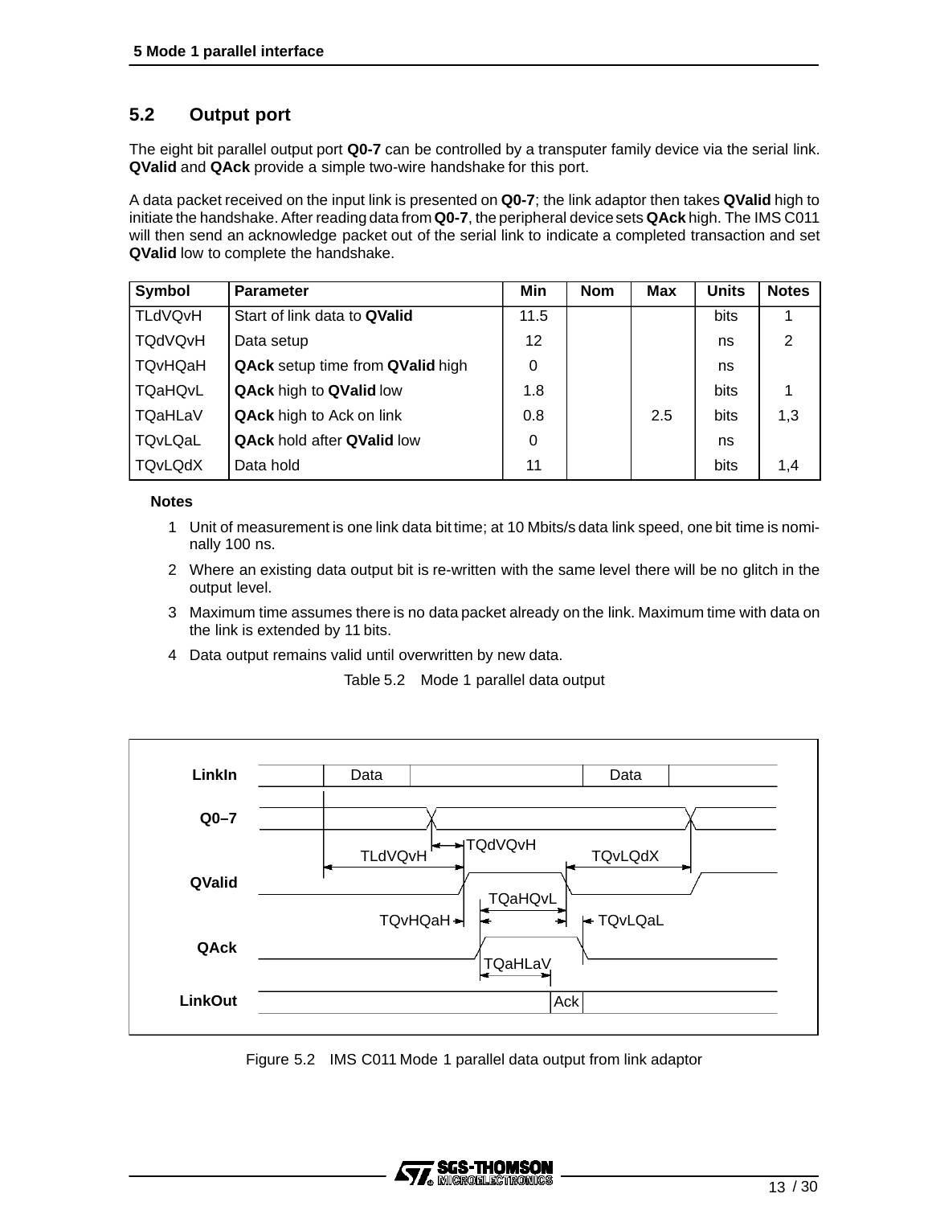## 5.2 Output port

The eight bit parallel output port **Q0-7** can be controlled by a transputer family device via the serial link. **QValid** and **QAck** provide a simple two-wire handshake for this port.

A data packet received on the input link is presented on **Q0-7**; the link adaptor then takes **QValid** high to initiate the handshake. After reading data from **Q0-7**, the peripheral device sets **QAck** high. The IMS C011 will then send an acknowledge packet out of the serial link to indicate a completed transaction and set **QValid** low to complete the handshake.

| Symbol | Parameter | Min | Nom | Max | Units | Notes |
|---|---|---|---|---|---|---|
| TLdVQvH | Start of link data to **QValid** | 11.5 | | | bits | 1 |
| TQdVQvH | Data setup | 12 | | | ns | 2 |
| TQvHQaH | **QAck** setup time from **QValid** high | 0 | | | ns | |
| TQaHQvL | **QAck** high to **QValid** low | 1.8 | | | bits | 1 |
| TQaHLaV | **QAck** high to Ack on link | 0.8 | | 2.5 | bits | 1,3 |
| TQvLQaL | **QAck** hold after **QValid** low | 0 | | | ns | |
| TQvLQdX | Data hold | 11 | | | bits | 1,4 |

**Notes**

1. Unit of measurement is one link data bit time; at 10 Mbits/s data link speed, one bit time is nominally 100 ns.
2. Where an existing data output bit is re-written with the same level there will be no glitch in the output level.
3. Maximum time assumes there is no data packet already on the link. Maximum time with data on the link is extended by 11 bits.
4. Data output remains valid until overwritten by new data.

Table 5.2 Mode 1 parallel data output

Figure 5.2 IMS C011 Mode 1 parallel data output from link adaptor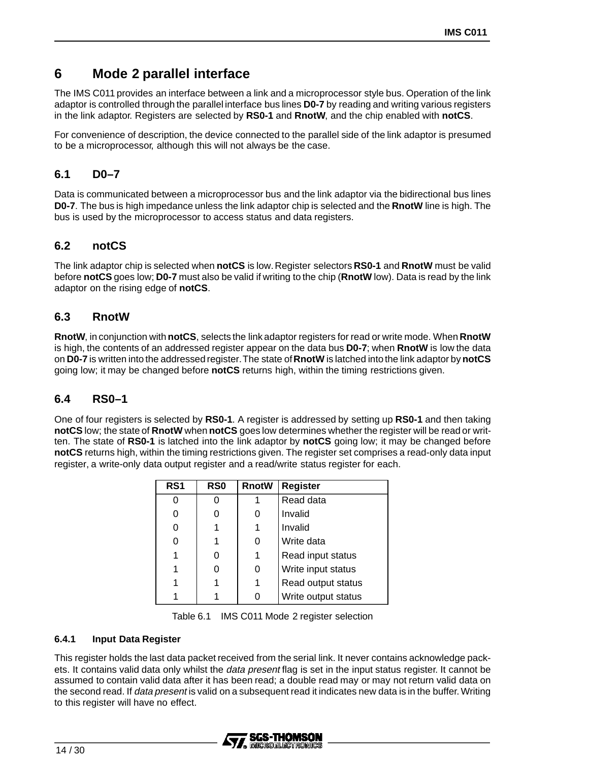## 6 Mode 2 parallel interface

The IMS C011 provides an interface between a link and a microprocessor style bus. Operation of the link adaptor is controlled through the parallel interface bus lines **D0-7** by reading and writing various registers in the link adaptor. Registers are selected by **RS0-1** and **RnotW**, and the chip enabled with **notCS**.

For convenience of description, the device connected to the parallel side of the link adaptor is presumed to be a microprocessor, although this will not always be the case.

### 6.1 D0–7

Data is communicated between a microprocessor bus and the link adaptor via the bidirectional bus lines **D0-7**. The bus is high impedance unless the link adaptor chip is selected and the **RnotW** line is high. The bus is used by the microprocessor to access status and data registers.

### 6.2 notCS

The link adaptor chip is selected when **notCS** is low. Register selectors **RS0-1** and **RnotW** must be valid before **notCS** goes low; **D0-7** must also be valid if writing to the chip (**RnotW** low). Data is read by the link adaptor on the rising edge of **notCS**.

### 6.3 RnotW

**RnotW**, in conjunction with **notCS**, selects the link adaptor registers for read or write mode. When **RnotW** is high, the contents of an addressed register appear on the data bus **D0-7**; when **RnotW** is low the data on **D0-7** is written into the addressed register. The state of **RnotW** is latched into the link adaptor by **notCS** going low; it may be changed before **notCS** returns high, within the timing restrictions given.

### 6.4 RS0–1

One of four registers is selected by **RS0-1**. A register is addressed by setting up **RS0-1** and then taking **notCS** low; the state of **RnotW** when **notCS** goes low determines whether the register will be read or written. The state of **RS0-1** is latched into the link adaptor by **notCS** going low; it may be changed before **notCS** returns high, within the timing restrictions given. The register set comprises a read-only data input register, a write-only data output register and a read/write status register for each.

| RS1 | RS0 | RnotW | Register |
|---|---|---|---|
| 0 | 0 | 1 | Read data |
| 0 | 0 | 0 | Invalid |
| 0 | 1 | 1 | Invalid |
| 0 | 1 | 0 | Write data |
| 1 | 0 | 1 | Read input status |
| 1 | 0 | 0 | Write input status |
| 1 | 1 | 1 | Read output status |
| 1 | 1 | 0 | Write output status |

Table 6.1 IMS C011 Mode 2 register selection

#### 6.4.1 Input Data Register

This register holds the last data packet received from the serial link. It never contains acknowledge packets. It contains valid data only whilst the *data present* flag is set in the input status register. It cannot be assumed to contain valid data after it has been read; a double read may or may not return valid data on the second read. If *data present* is valid on a subsequent read it indicates new data is in the buffer. Writing to this register will have no effect.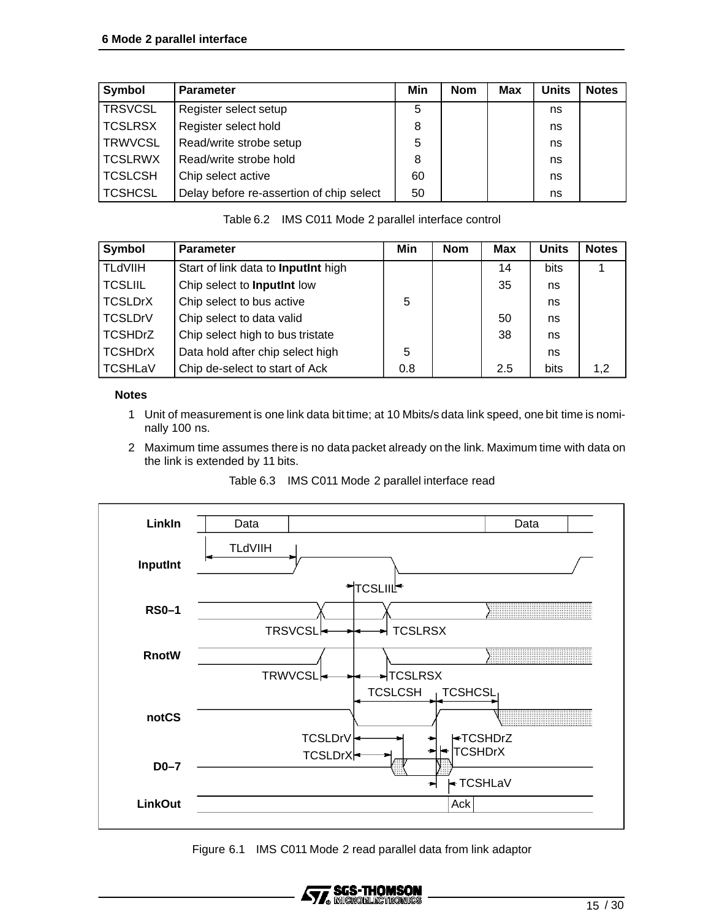| Symbol | Parameter | Min | Nom | Max | Units | Notes |
|---|---|---|---|---|---|---|
| TRSVCSL | Register select setup | 5 | | | ns | |
| TCSLRSX | Register select hold | 8 | | | ns | |
| TRWVCSL | Read/write strobe setup | 5 | | | ns | |
| TCSLRWX | Read/write strobe hold | 8 | | | ns | |
| TCSLCSH | Chip select active | 60 | | | ns | |
| TCSHCSL | Delay before re-assertion of chip select | 50 | | | ns | |

Table 6.2 IMS C011 Mode 2 parallel interface control

| Symbol | Parameter | Min | Nom | Max | Units | Notes |
|---|---|---|---|---|---|---|
| TLdVIIH | Start of link data to **InputInt** high | | | 14 | bits | 1 |
| TCSLIIL | Chip select to **InputInt** low | | | 35 | ns | |
| TCSLDrX | Chip select to bus active | 5 | | | ns | |
| TCSLDrV | Chip select to data valid | | | 50 | ns | |
| TCSHDrZ | Chip select high to bus tristate | | | 38 | ns | |
| TCSHDrX | Data hold after chip select high | 5 | | | ns | |
| TCSHLaV | Chip de-select to start of Ack | 0.8 | | 2.5 | bits | 1,2 |

**Notes**

1 Unit of measurement is one link data bit time; at 10 Mbits/s data link speed, one bit time is nominally 100 ns.

2 Maximum time assumes there is no data packet already on the link. Maximum time with data on the link is extended by 11 bits.

Table 6.3 IMS C011 Mode 2 parallel interface read

Figure 6.1 IMS C011 Mode 2 read parallel data from link adaptor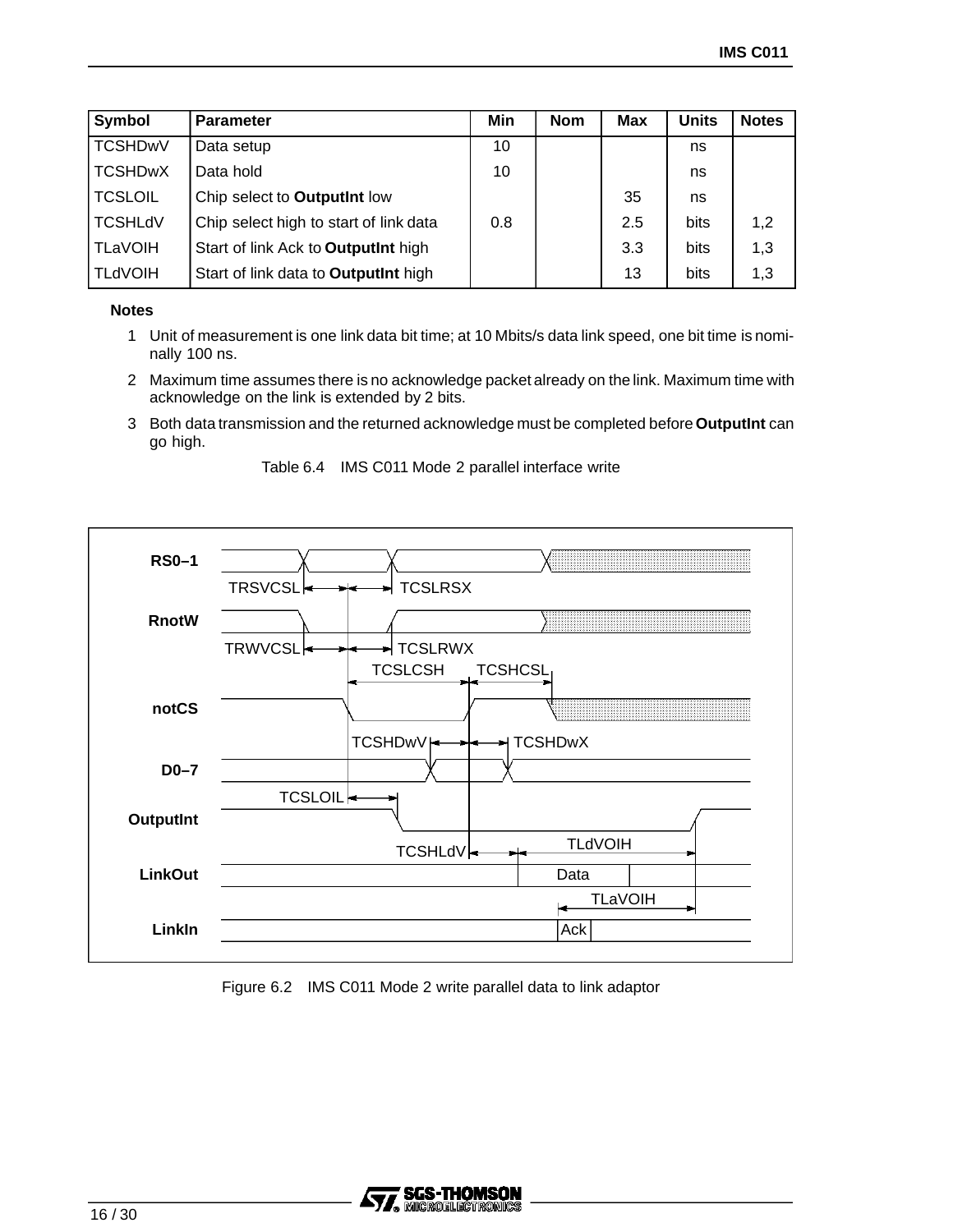| Symbol | Parameter | Min | Nom | Max | Units | Notes |
|---|---|---|---|---|---|---|
| TCSHDwV | Data setup | 10 | | | ns | |
| TCSHDwX | Data hold | 10 | | | ns | |
| TCSLOIL | Chip select to **OutputInt** low | | | 35 | ns | |
| TCSHLdV | Chip select high to start of link data | 0.8 | | 2.5 | bits | 1,2 |
| TLaVOIH | Start of link Ack to **OutputInt** high | | | 3.3 | bits | 1,3 |
| TLdVOIH | Start of link data to **OutputInt** high | | | 13 | bits | 1,3 |

**Notes**

1. Unit of measurement is one link data bit time; at 10 Mbits/s data link speed, one bit time is nominally 100 ns.
2. Maximum time assumes there is no acknowledge packet already on the link. Maximum time with acknowledge on the link is extended by 2 bits.
3. Both data transmission and the returned acknowledge must be completed before **OutputInt** can go high.

Table 6.4 IMS C011 Mode 2 parallel interface write

Figure 6.2 IMS C011 Mode 2 write parallel data to link adaptor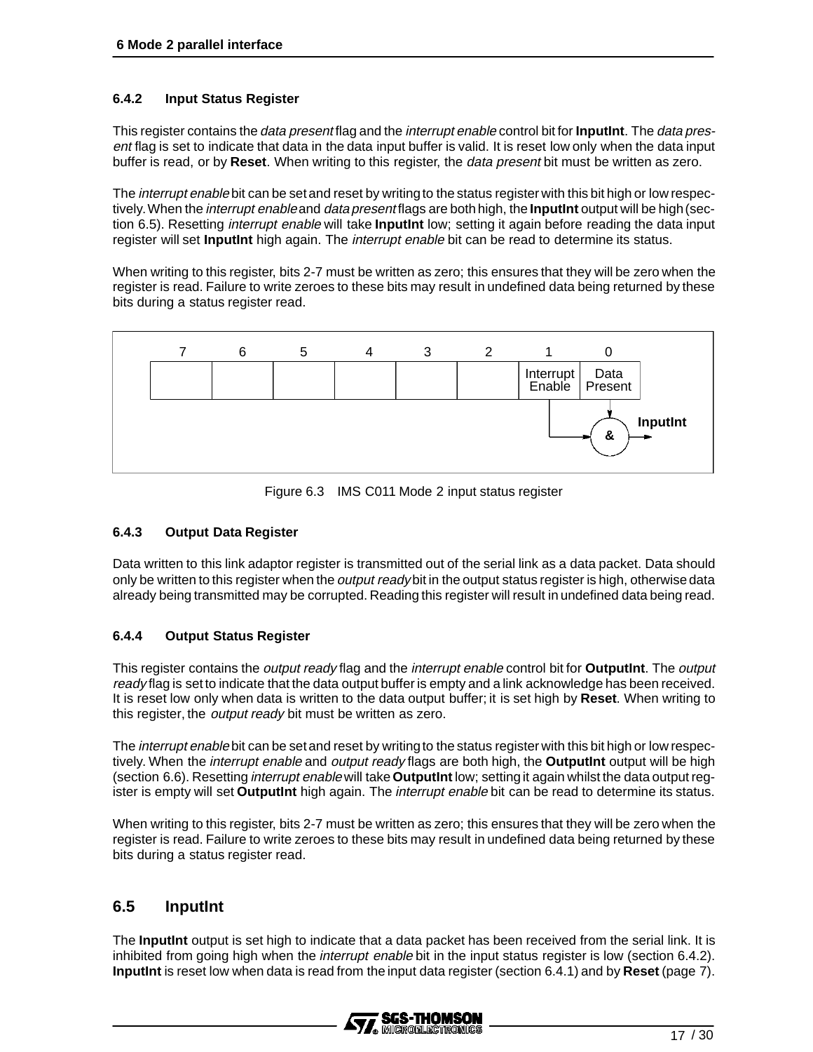### 6.4.2 Input Status Register

This register contains the *data present* flag and the *interrupt enable* control bit for **InputInt**. The *data present* flag is set to indicate that data in the data input buffer is valid. It is reset low only when the data input buffer is read, or by **Reset**. When writing to this register, the *data present* bit must be written as zero.

The *interrupt enable* bit can be set and reset by writing to the status register with this bit high or low respectively. When the *interrupt enable* and *data present* flags are both high, the **InputInt** output will be high (section 6.5). Resetting *interrupt enable* will take **InputInt** low; setting it again before reading the data input register will set **InputInt** high again. The *interrupt enable* bit can be read to determine its status.

When writing to this register, bits 2-7 must be written as zero; this ensures that they will be zero when the register is read. Failure to write zeroes to these bits may result in undefined data being returned by these bits during a status register read.

| 7 | 6 | 5 | 4 | 3 | 2 | 1 | 0 |
|---|---|---|---|---|---|---|---|
| | | | | | | Interrupt Enable | Data Present |

Interrupt Enable & Data Present → **InputInt**

Figure 6.3 IMS C011 Mode 2 input status register

### 6.4.3 Output Data Register

Data written to this link adaptor register is transmitted out of the serial link as a data packet. Data should only be written to this register when the *output ready* bit in the output status register is high, otherwise data already being transmitted may be corrupted. Reading this register will result in undefined data being read.

### 6.4.4 Output Status Register

This register contains the *output ready* flag and the *interrupt enable* control bit for **OutputInt**. The *output ready* flag is set to indicate that the data output buffer is empty and a link acknowledge has been received. It is reset low only when data is written to the data output buffer; it is set high by **Reset**. When writing to this register, the *output ready* bit must be written as zero.

The *interrupt enable* bit can be set and reset by writing to the status register with this bit high or low respectively. When the *interrupt enable* and *output ready* flags are both high, the **OutputInt** output will be high (section 6.6). Resetting *interrupt enable* will take **OutputInt** low; setting it again whilst the data output register is empty will set **OutputInt** high again. The *interrupt enable* bit can be read to determine its status.

When writing to this register, bits 2-7 must be written as zero; this ensures that they will be zero when the register is read. Failure to write zeroes to these bits may result in undefined data being returned by these bits during a status register read.

## 6.5 InputInt

The **InputInt** output is set high to indicate that a data packet has been received from the serial link. It is inhibited from going high when the *interrupt enable* bit in the input status register is low (section 6.4.2). **InputInt** is reset low when data is read from the input data register (section 6.4.1) and by **Reset** (page 7).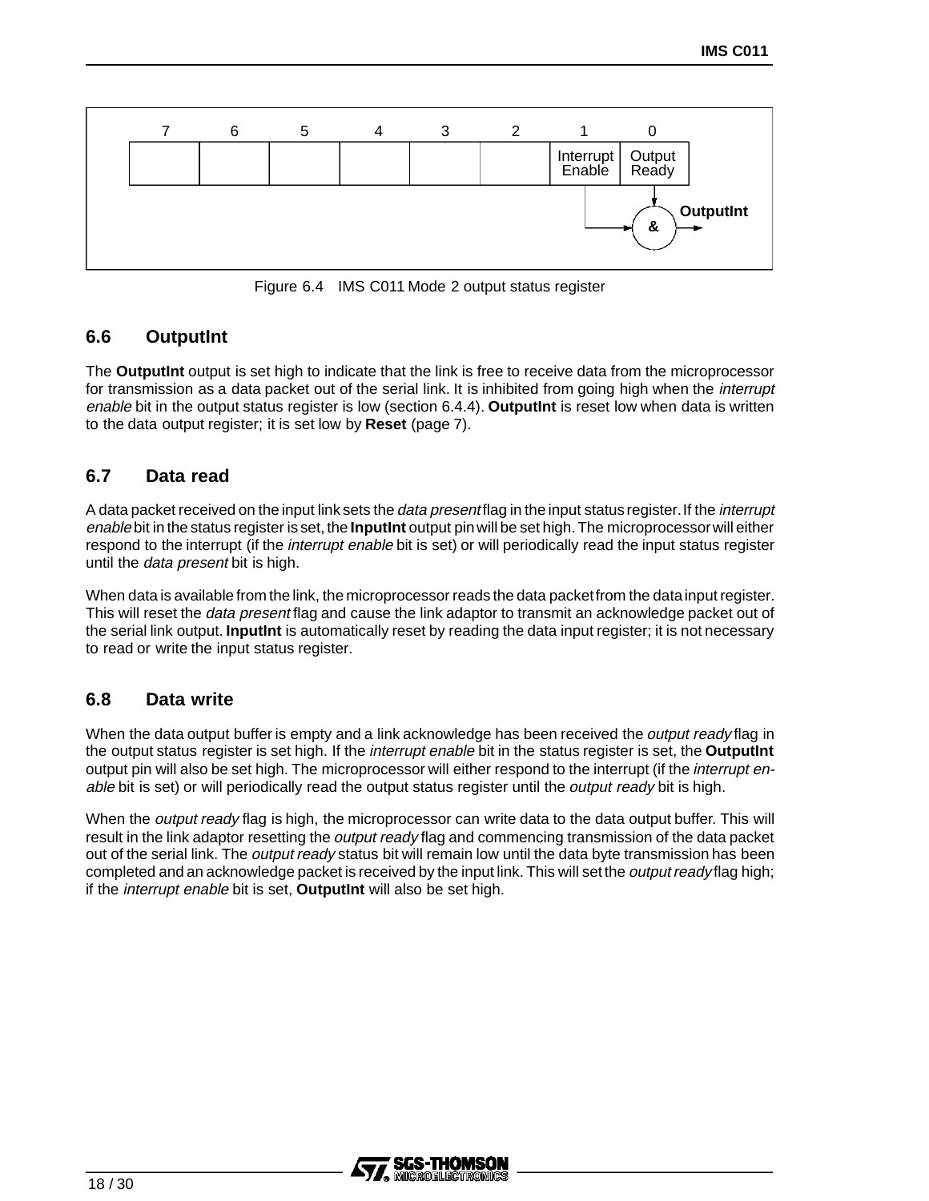| 7 | 6 | 5 | 4 | 3 | 2 | 1 | 0 |
|---|---|---|---|---|---|---|---|
| | | | | | | Interrupt Enable | Output Ready |

Figure 6.4 IMS C011 Mode 2 output status register

## 6.6 OutputInt

The **OutputInt** output is set high to indicate that the link is free to receive data from the microprocessor for transmission as a data packet out of the serial link. It is inhibited from going high when the *interrupt enable* bit in the output status register is low (section 6.4.4). **OutputInt** is reset low when data is written to the data output register; it is set low by **Reset** (page 7).

## 6.7 Data read

A data packet received on the input link sets the *data present* flag in the input status register. If the *interrupt enable* bit in the status register is set, the **InputInt** output pin will be set high. The microprocessor will either respond to the interrupt (if the *interrupt enable* bit is set) or will periodically read the input status register until the *data present* bit is high.

When data is available from the link, the microprocessor reads the data packet from the data input register. This will reset the *data present* flag and cause the link adaptor to transmit an acknowledge packet out of the serial link output. **InputInt** is automatically reset by reading the data input register; it is not necessary to read or write the input status register.

## 6.8 Data write

When the data output buffer is empty and a link acknowledge has been received the *output ready* flag in the output status register is set high. If the *interrupt enable* bit in the status register is set, the **OutputInt** output pin will also be set high. The microprocessor will either respond to the interrupt (if the *interrupt enable* bit is set) or will periodically read the output status register until the *output ready* bit is high.

When the *output ready* flag is high, the microprocessor can write data to the data output buffer. This will result in the link adaptor resetting the *output ready* flag and commencing transmission of the data packet out of the serial link. The *output ready* status bit will remain low until the data byte transmission has been completed and an acknowledge packet is received by the input link. This will set the *output ready* flag high; if the *interrupt enable* bit is set, **OutputInt** will also be set high.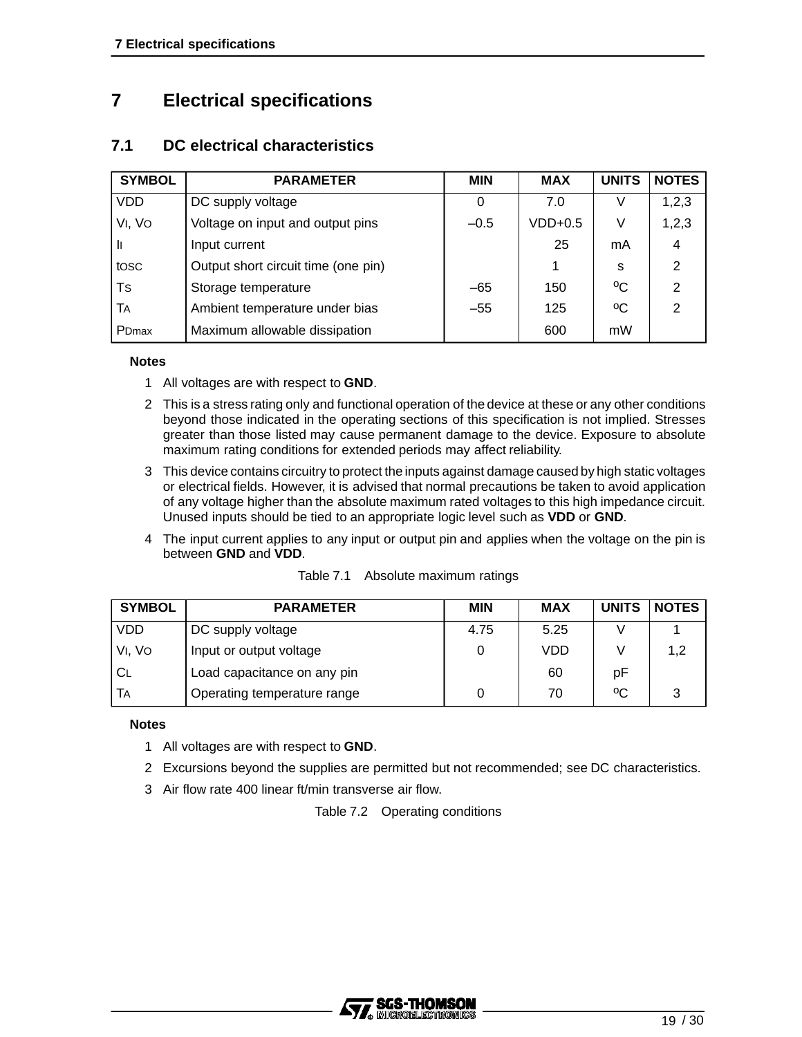# 7 Electrical specifications

## 7.1 DC electrical characteristics

| SYMBOL | PARAMETER | MIN | MAX | UNITS | NOTES |
|---|---|---|---|---|---|
| VDD | DC supply voltage | 0 | 7.0 | V | 1,2,3 |
| $V_I$, $V_O$ | Voltage on input and output pins | –0.5 | VDD+0.5 | V | 1,2,3 |
| $I_I$ | Input current | | 25 | mA | 4 |
| $t_{OSC}$ | Output short circuit time (one pin) | | 1 | s | 2 |
| $T_S$ | Storage temperature | –65 | 150 | °C | 2 |
| $T_A$ | Ambient temperature under bias | –55 | 125 | °C | 2 |
| $P_{Dmax}$ | Maximum allowable dissipation | | 600 | mW | |

**Notes**

1. All voltages are with respect to **GND**.
2. This is a stress rating only and functional operation of the device at these or any other conditions beyond those indicated in the operating sections of this specification is not implied. Stresses greater than those listed may cause permanent damage to the device. Exposure to absolute maximum rating conditions for extended periods may affect reliability.
3. This device contains circuitry to protect the inputs against damage caused by high static voltages or electrical fields. However, it is advised that normal precautions be taken to avoid application of any voltage higher than the absolute maximum rated voltages to this high impedance circuit. Unused inputs should be tied to an appropriate logic level such as **VDD** or **GND**.
4. The input current applies to any input or output pin and applies when the voltage on the pin is between **GND** and **VDD**.

Table 7.1 Absolute maximum ratings

| SYMBOL | PARAMETER | MIN | MAX | UNITS | NOTES |
|---|---|---|---|---|---|
| VDD | DC supply voltage | 4.75 | 5.25 | V | 1 |
| $V_I$, $V_O$ | Input or output voltage | 0 | VDD | V | 1,2 |
| $C_L$ | Load capacitance on any pin | | 60 | pF | |
| $T_A$ | Operating temperature range | 0 | 70 | °C | 3 |

**Notes**

1. All voltages are with respect to **GND**.
2. Excursions beyond the supplies are permitted but not recommended; see DC characteristics.
3. Air flow rate 400 linear ft/min transverse air flow.

Table 7.2 Operating conditions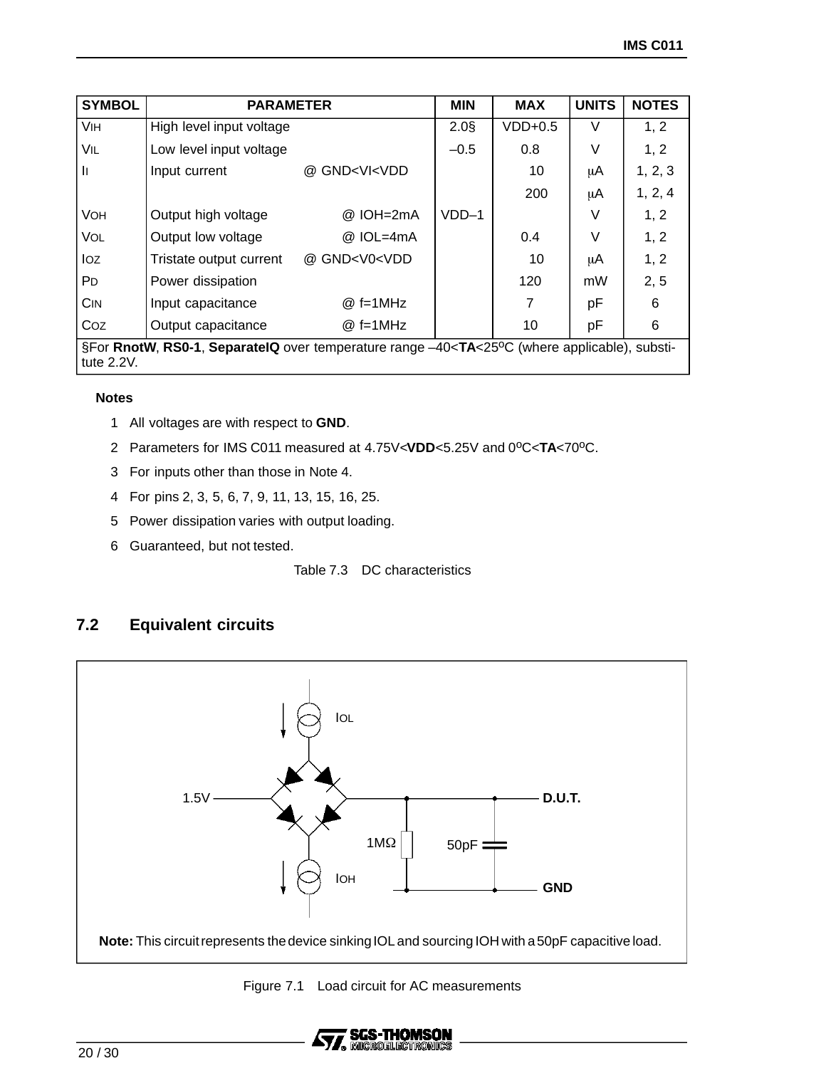| SYMBOL | PARAMETER | | MIN | MAX | UNITS | NOTES |
|---|---|---|---|---|---|---|
| $V_{IH}$ | High level input voltage | | 2.0§ | VDD+0.5 | V | 1, 2 |
| $V_{IL}$ | Low level input voltage | | –0.5 | 0.8 | V | 1, 2 |
| $I_I$ | Input current | @ GND<VI<VDD | | 10 | μA | 1, 2, 3 |
| | | | | 200 | μA | 1, 2, 4 |
| $V_{OH}$ | Output high voltage | @ IOH=2mA | VDD–1 | | V | 1, 2 |
| $V_{OL}$ | Output low voltage | @ IOL=4mA | | 0.4 | V | 1, 2 |
| $I_{OZ}$ | Tristate output current | @ GND<V0<VDD | | 10 | μA | 1, 2 |
| $P_D$ | Power dissipation | | | 120 | mW | 2, 5 |
| $C_{IN}$ | Input capacitance | @ f=1MHz | | 7 | pF | 6 |
| $C_{OZ}$ | Output capacitance | @ f=1MHz | | 10 | pF | 6 |
| §For **RnotW**, **RS0-1**, **SeparateIQ** over temperature range –40<**TA**<25°C (where applicable), substitute 2.2V. | | | | | | |

**Notes**

1. All voltages are with respect to **GND**.
2. Parameters for IMS C011 measured at 4.75V<**VDD**<5.25V and 0°C<**TA**<70°C.
3. For inputs other than those in Note 4.
4. For pins 2, 3, 5, 6, 7, 9, 11, 13, 15, 16, 25.
5. Power dissipation varies with output loading.
6. Guaranteed, but not tested.

Table 7.3 DC characteristics

## 7.2 Equivalent circuits

IOL

1.5V

D.U.T.

1MΩ

50pF

IOH

GND

**Note:** This circuit represents the device sinking IOL and sourcing IOH with a 50pF capacitive load.

Figure 7.1 Load circuit for AC measurements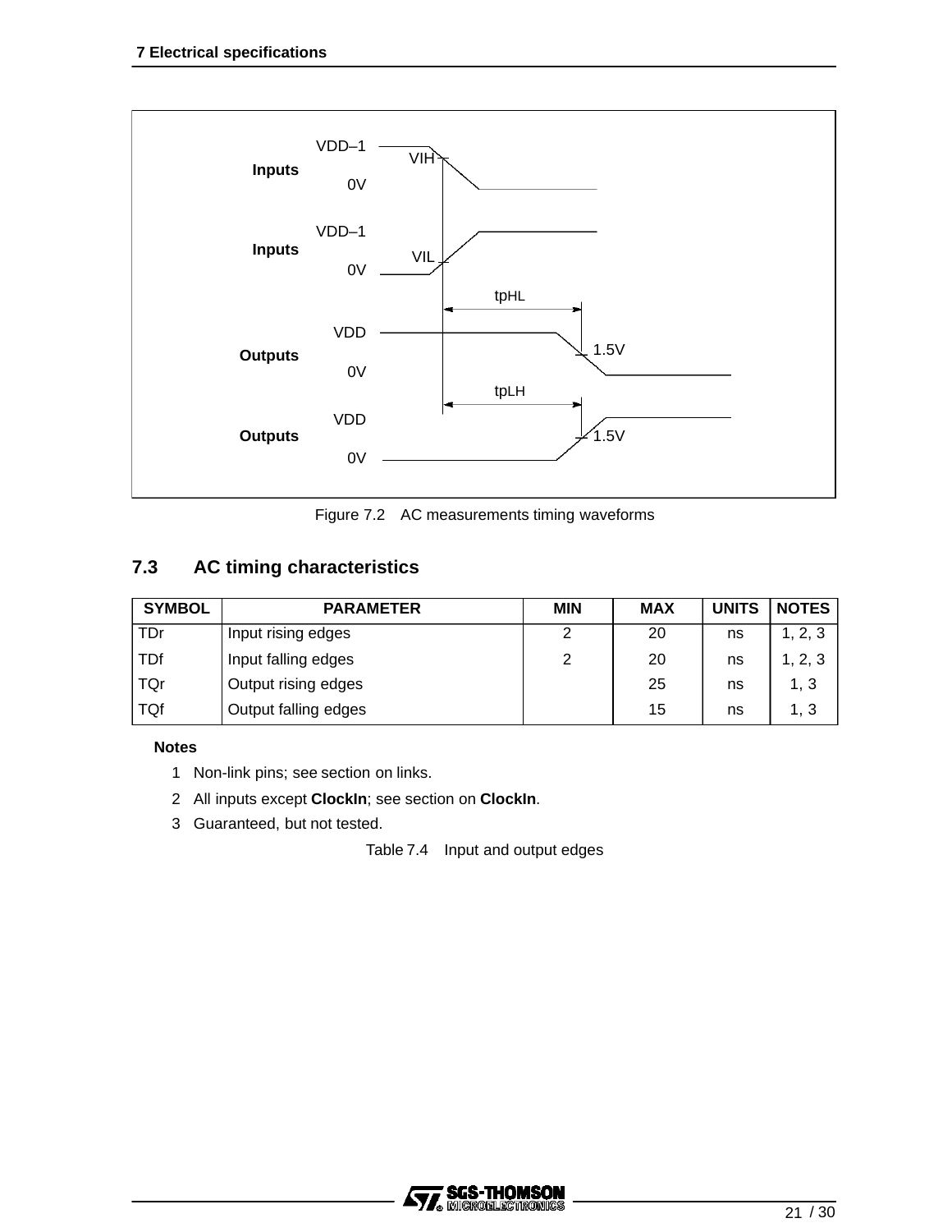Figure 7.2 AC measurements timing waveforms

## 7.3 AC timing characteristics

| SYMBOL | PARAMETER | MIN | MAX | UNITS | NOTES |
|---|---|---|---|---|---|
| TDr | Input rising edges | 2 | 20 | ns | 1, 2, 3 |
| TDf | Input falling edges | 2 | 20 | ns | 1, 2, 3 |
| TQr | Output rising edges | | 25 | ns | 1, 3 |
| TQf | Output falling edges | | 15 | ns | 1, 3 |

**Notes**

1 Non-link pins; see section on links.

2 All inputs except **ClockIn**; see section on **ClockIn**.

3 Guaranteed, but not tested.

Table 7.4 Input and output edges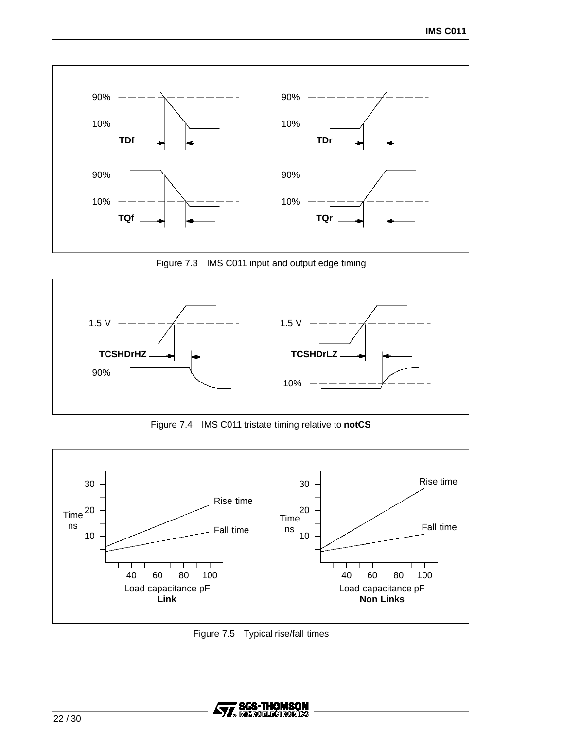Figure 7.3 IMS C011 input and output edge timing

Figure 7.4 IMS C011 tristate timing relative to **notCS**

Figure 7.5 Typical rise/fall times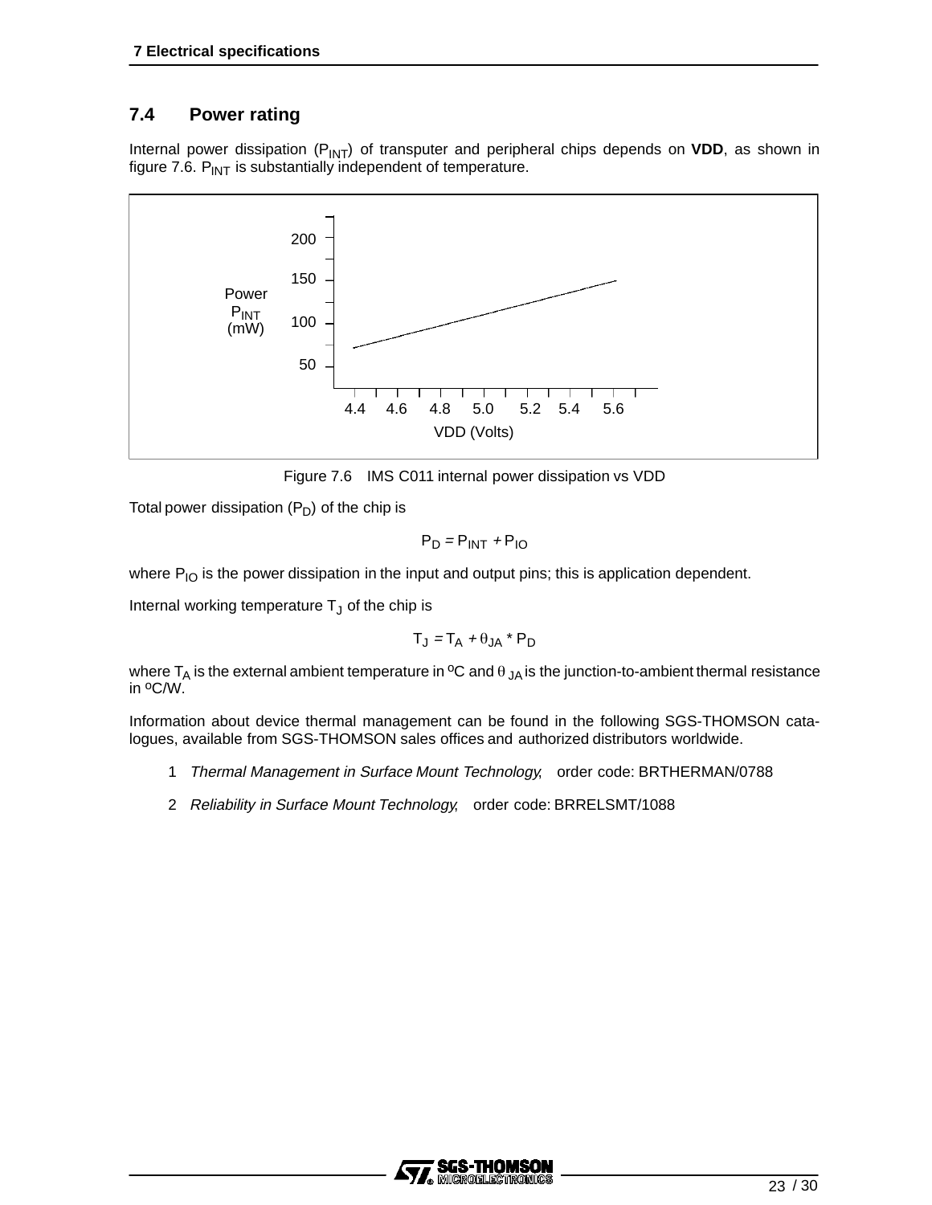## 7.4 Power rating

Internal power dissipation ($P_{INT}$) of transputer and peripheral chips depends on **VDD**, as shown in figure 7.6. $P_{INT}$ is substantially independent of temperature.

Figure 7.6 IMS C011 internal power dissipation vs VDD

Total power dissipation ($P_D$) of the chip is

$$P_D = P_{INT} + P_{IO}$$

where $P_{IO}$ is the power dissipation in the input and output pins; this is application dependent.

Internal working temperature $T_J$ of the chip is

$$T_J = T_A + \theta_{JA} * P_D$$

where $T_A$ is the external ambient temperature in ºC and $\theta_{JA}$ is the junction-to-ambient thermal resistance in ºC/W.

Information about device thermal management can be found in the following SGS-THOMSON catalogues, available from SGS-THOMSON sales offices and authorized distributors worldwide.

1 *Thermal Management in Surface Mount Technology,* order code: BRTHERMAN/0788

2 *Reliability in Surface Mount Technology,* order code: BRRELSMT/1088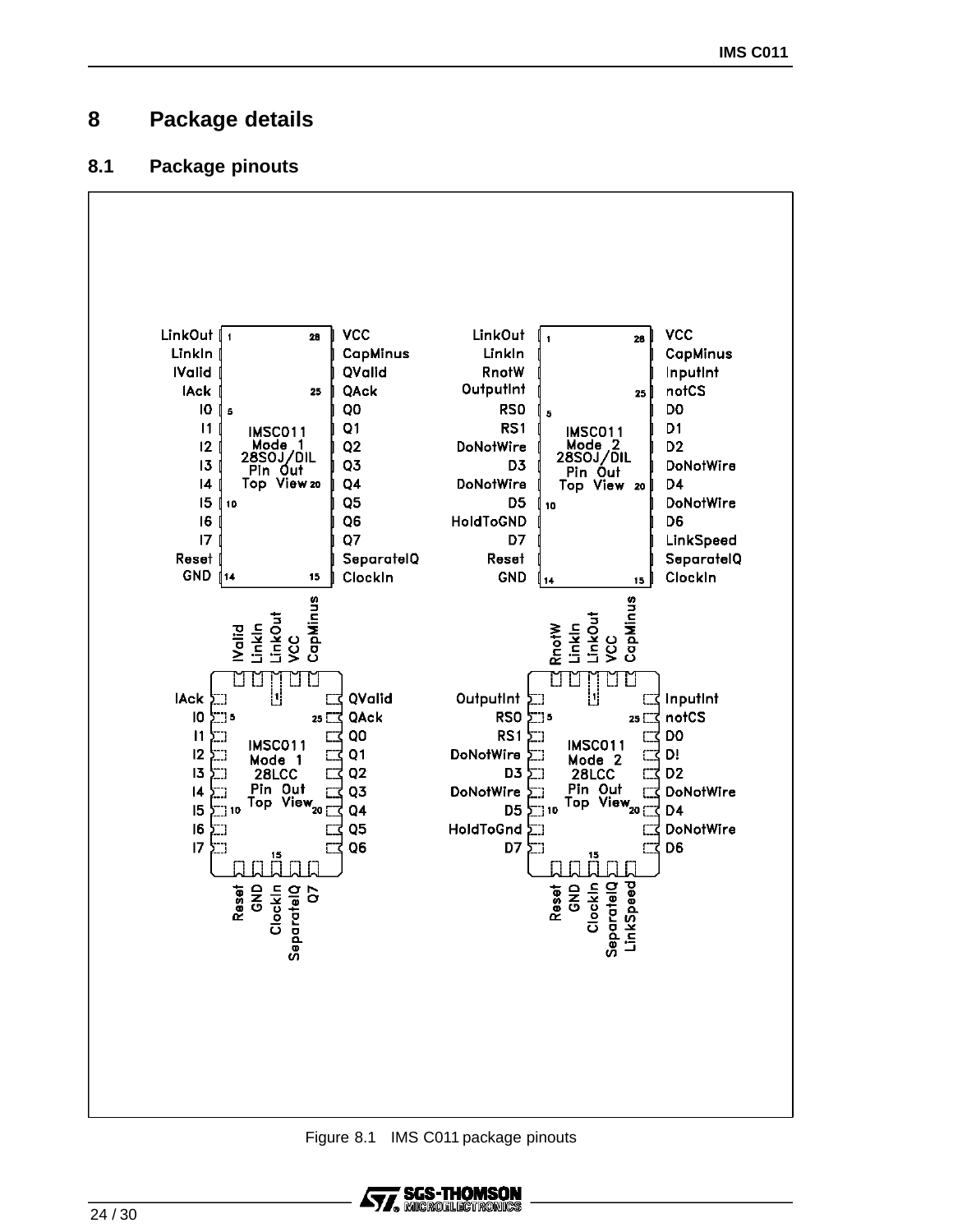# 8 Package details

## 8.1 Package pinouts

| Pin | IMSC011 Mode 1 28SOJ/DIL | IMSC011 Mode 2 28SOJ/DIL |
|---|---|---|
| 1 | LinkOut | LinkOut |
| 2 | LinkIn | LinkIn |
| 3 | IValid | RnotW |
| 4 | IAck | OutputInt |
| 5 | I0 | RS0 |
| 6 | I1 | RS1 |
| 7 | I2 | DoNotWire |
| 8 | I3 | D3 |
| 9 | I4 | DoNotWire |
| 10 | I5 | D5 |
| 11 | I6 | HoldToGND |
| 12 | I7 | D7 |
| 13 | Reset | Reset |
| 14 | GND | GND |
| 15 | ClockIn | ClockIn |
| 16 | SeparateIQ | SeparateIQ |
| 17 | Q7 | LinkSpeed |
| 18 | Q6 | D6 |
| 19 | Q5 | DoNotWire |
| 20 | Q4 | D4 |
| 21 | Q3 | DoNotWire |
| 22 | Q2 | D2 |
| 23 | Q1 | D1 |
| 24 | Q0 | D0 |
| 25 | QAck | notCS |
| 26 | QValid | InputInt |
| 27 | CapMinus | CapMinus |
| 28 | VCC | VCC |

IMSC011 Mode 1 28LCC Pin Out Top View:

- Top: IValid, LinkIn, LinkOut (1), VCC, CapMinus
- Left: IAck, I0 (5), I1, I2, I3, I4, I5 (10), I6, I7
- Bottom: Reset, GND, ClockIn (15), SeparateIQ, Q7
- Right: Q6, Q5, Q4 (20), Q3, Q2, Q1, Q0, QAck (25), QValid

IMSC011 Mode 2 28LCC Pin Out Top View:

- Top: RnotW, LinkIn, LinkOut (1), VCC, CapMinus
- Left: OutputInt, RS0 (5), RS1, DoNotWire, D3, DoNotWire, D5 (10), HoldToGnd, D7
- Bottom: Reset, GND, ClockIn (15), SeparateIQ, LinkSpeed
- Right: D6, DoNotWire, D4 (20), DoNotWire, D2, D!, D0, notCS (25), InputInt

Figure 8.1 IMS C011 package pinouts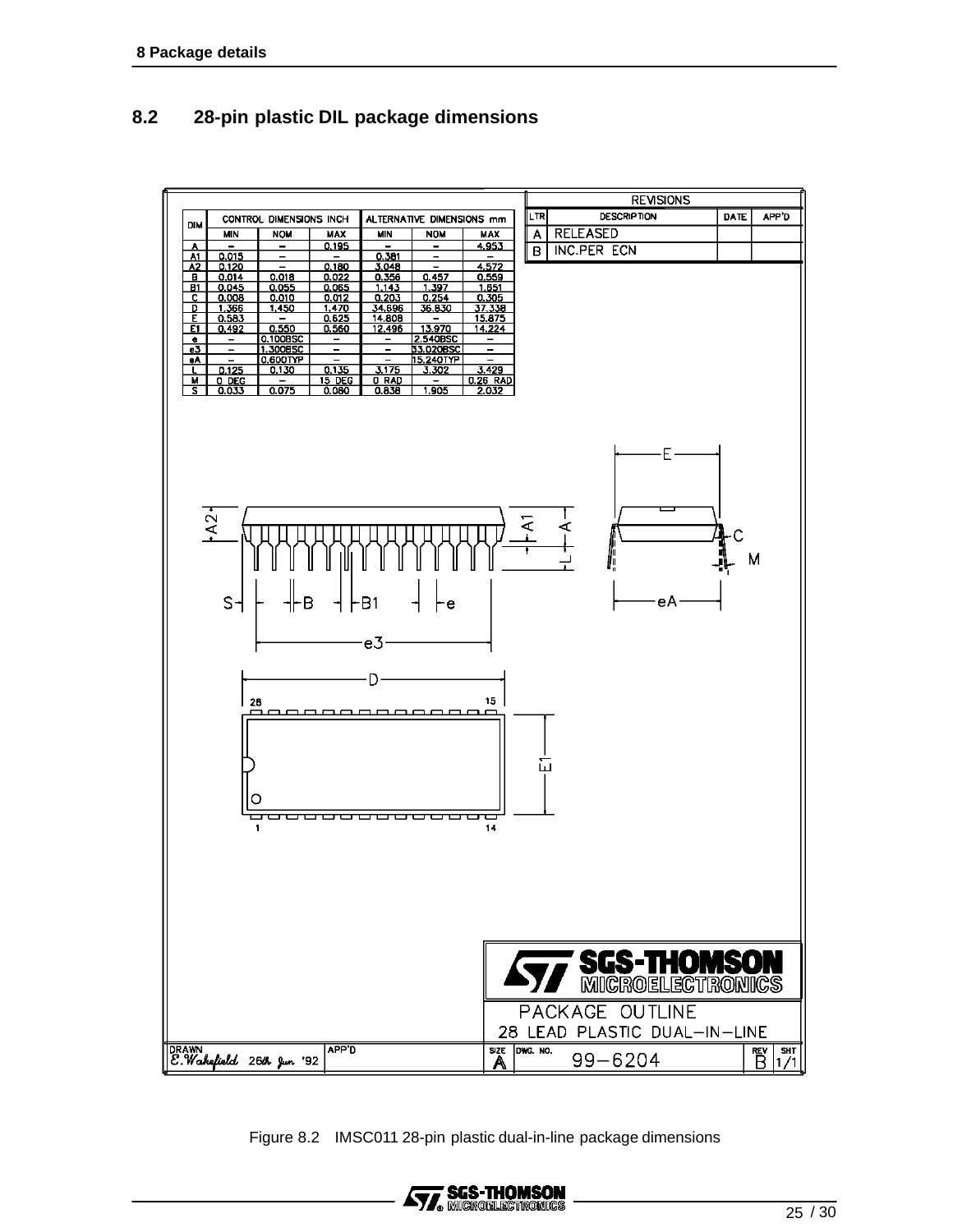## 8.2 28-pin plastic DIL package dimensions

| DIM | CONTROL DIMENSIONS INCH | | | ALTERNATIVE DIMENSIONS mm | | |
|---|---|---|---|---|---|---|
| | MIN | NOM | MAX | MIN | NOM | MAX |
| A | – | – | 0.195 | – | – | 4.953 |
| A1 | 0.015 | – | – | 0.381 | – | – |
| A2 | 0.120 | – | 0.180 | 3.048 | – | 4.572 |
| B | 0.014 | 0.018 | 0.022 | 0.356 | 0.457 | 0.559 |
| B1 | 0.045 | 0.055 | 0.065 | 1.143 | 1.397 | 1.651 |
| C | 0.008 | 0.010 | 0.012 | 0.203 | 0.254 | 0.305 |
| D | 1.366 | 1.450 | 1.470 | 34.696 | 36.830 | 37.338 |
| E | 0.583 | – | 0.625 | 14.808 | – | 15.875 |
| E1 | 0.492 | 0.550 | 0.560 | 12.496 | 13.970 | 14.224 |
| e | – | 0.100BSC | – | – | 2.540BSC | – |
| e3 | – | 1.300BSC | – | – | 33.020BSC | – |
| eA | – | 0.600TYP | – | – | 15.240TYP | – |
| L | 0.125 | 0.130 | 0.135 | 3.175 | 3.302 | 3.429 |
| M | 0 DEG | – | 15 DEG | 0 RAD | – | 0.26 RAD |
| S | 0.033 | 0.075 | 0.080 | 0.838 | 1.905 | 2.032 |

| REVISIONS | | | |
|---|---|---|---|
| LTR | DESCRIPTION | DATE | APP'D |
| A | RELEASED | | |
| B | INC.PER ECN | | |

SGS-THOMSON MICROELECTRONICS

PACKAGE OUTLINE
28 LEAD PLASTIC DUAL-IN-LINE

DRAWN E. Wakefield 26th Jun '92 | APP'D | SIZE A | DWG. NO. 99–6204 | REV B | SHT 1/1

Figure 8.2 IMSC011 28-pin plastic dual-in-line package dimensions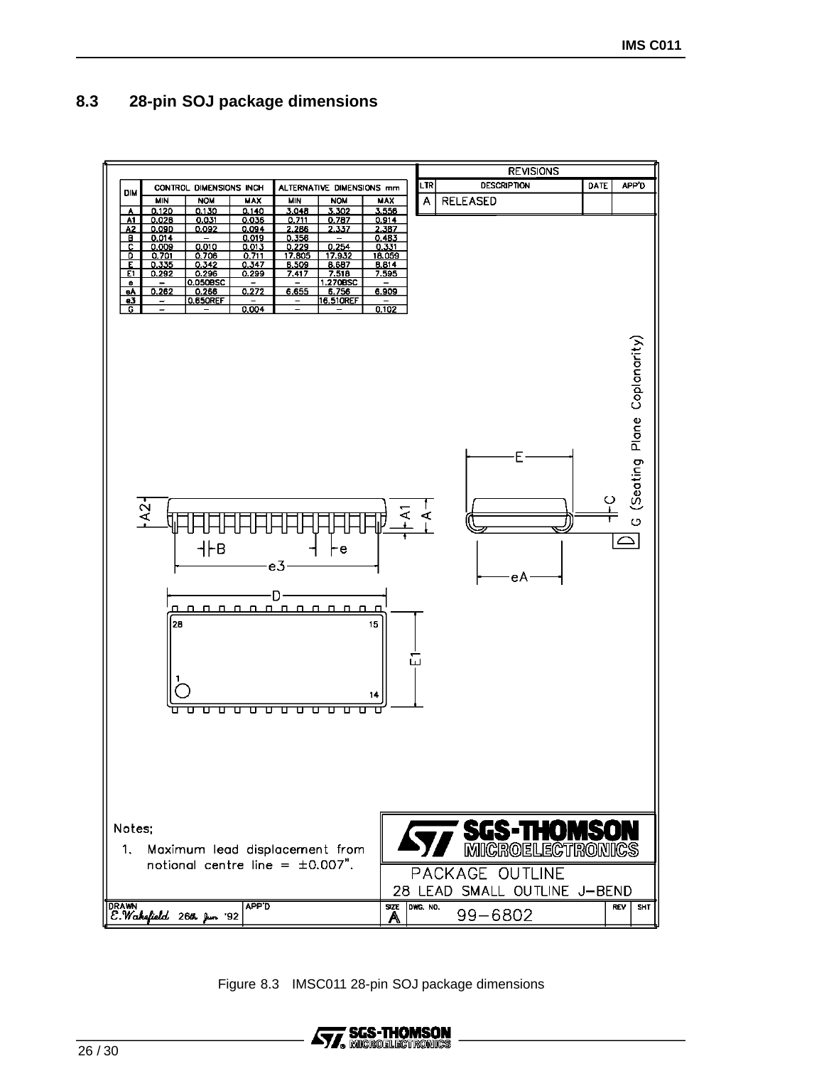## 8.3 28-pin SOJ package dimensions

| DIM | CONTROL DIMENSIONS INCH | | | ALTERNATIVE DIMENSIONS mm | | |
|---|---|---|---|---|---|---|
| | MIN | NOM | MAX | MIN | NOM | MAX |
| A | 0.120 | 0.130 | 0.140 | 3.048 | 3.302 | 3.556 |
| A1 | 0.028 | 0.031 | 0.036 | 0.711 | 0.787 | 0.914 |
| A2 | 0.090 | 0.092 | 0.094 | 2.286 | 2.337 | 2.387 |
| B | 0.014 | – | 0.019 | 0.356 | – | 0.483 |
| C | 0.009 | 0.010 | 0.013 | 0.229 | 0.254 | 0.331 |
| D | 0.701 | 0.706 | 0.711 | 17.805 | 17.932 | 18.059 |
| E | 0.335 | 0.342 | 0.347 | 8.509 | 8.687 | 8.814 |
| E1 | 0.292 | 0.296 | 0.299 | 7.417 | 7.518 | 7.595 |
| e | – | 0.050BSC | – | – | 1.270BSC | – |
| eA | 0.262 | 0.266 | 0.272 | 6.655 | 6.756 | 6.909 |
| e3 | – | 0.650REF | – | – | 16.510REF | – |
| G | – | – | 0.004 | – | – | 0.102 |

| REVISIONS | | | |
|---|---|---|---|
| LTR | DESCRIPTION | DATE | APP'D |
| A | RELEASED | | |

G (Seating Plane Coplanarity)

Notes:

1. Maximum lead displacement from notional centre line = ±0.007".

SGS-THOMSON MICROELECTRONICS

PACKAGE OUTLINE
28 LEAD SMALL OUTLINE J-BEND

DRAWN E. Wakefield 26th Jun '92 | APP'D | SIZE A | DWG. NO. 99–6802 | REV | SHT

Figure 8.3 IMSC011 28-pin SOJ package dimensions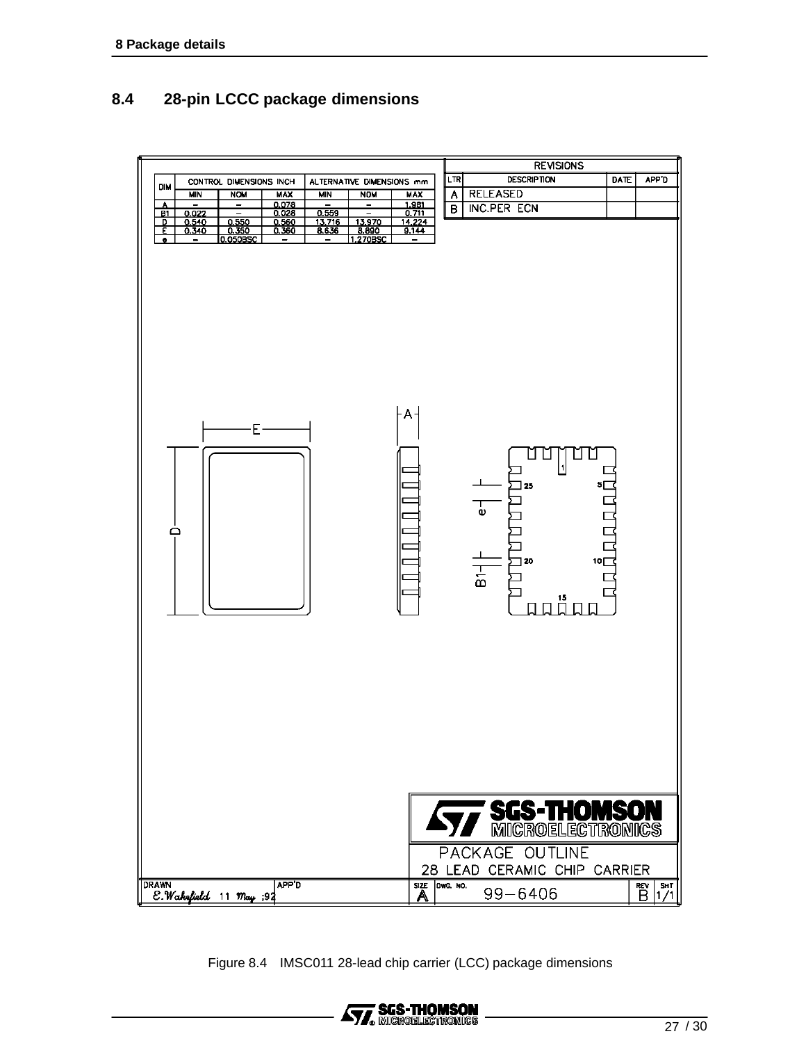## 8.4 28-pin LCCC package dimensions

| DIM | CONTROL DIMENSIONS INCH | | | ALTERNATIVE DIMENSIONS mm | | |
|---|---|---|---|---|---|---|
| | MIN | NOM | MAX | MIN | NOM | MAX |
| A | – | – | 0.078 | – | – | 1.981 |
| B1 | 0.022 | – | 0.028 | 0.559 | – | 0.711 |
| D | 0.540 | 0.550 | 0.560 | 13.716 | 13.970 | 14.224 |
| E | 0.340 | 0.350 | 0.360 | 8.636 | 8.890 | 9.144 |
| e | – | 0.050BSC | – | – | 1.270BSC | – |

| LTR | DESCRIPTION | DATE | APP'D |
|---|---|---|---|
| A | RELEASED | | |
| B | INC.PER ECN | | |

PACKAGE OUTLINE
28 LEAD CERAMIC CHIP CARRIER

DRAWN E.Wakefield 11 May ;92 | APP'D | SIZE A | DWG. NO. 99–6406 | REV B | SHT 1/1

Figure 8.4 IMSC011 28-lead chip carrier (LCC) package dimensions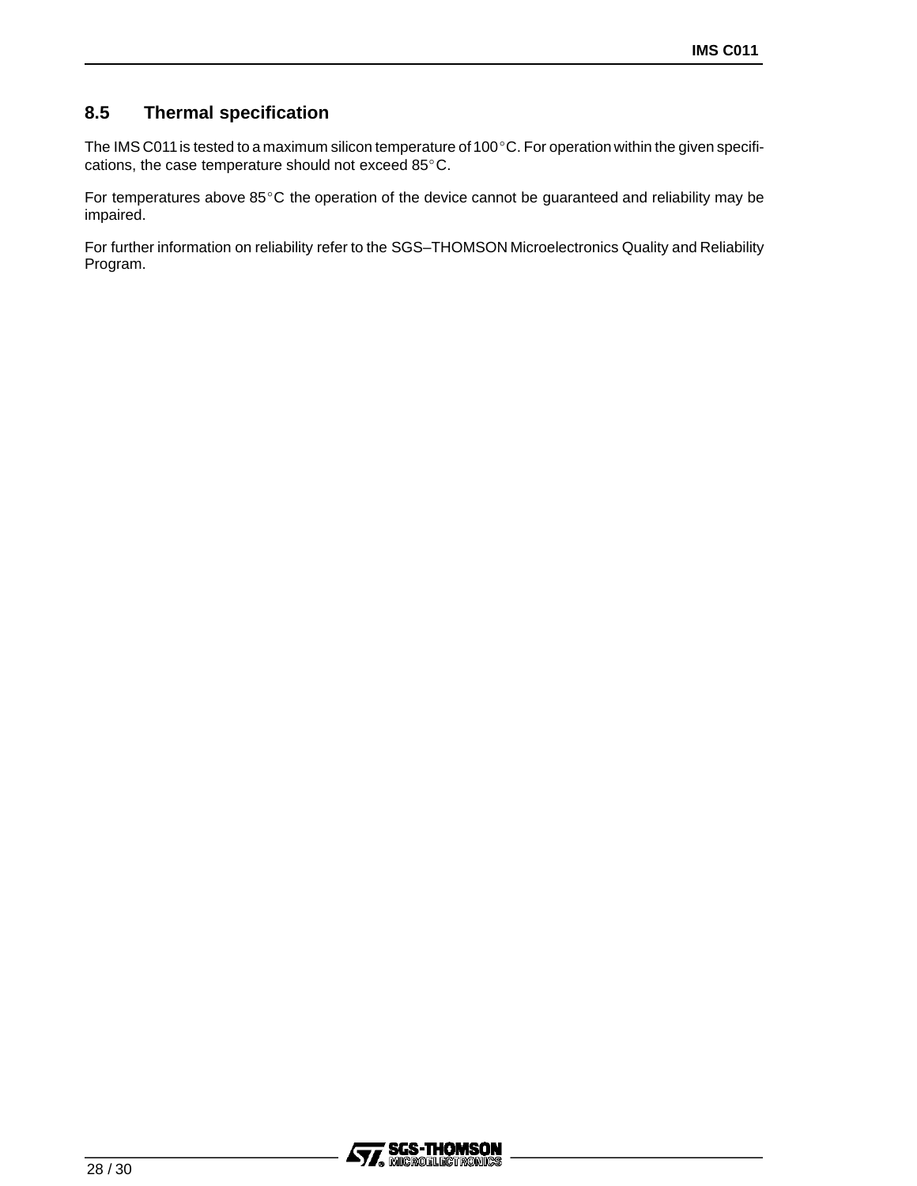## 8.5 Thermal specification

The IMS C011 is tested to a maximum silicon temperature of 100°C. For operation within the given specifications, the case temperature should not exceed 85°C.

For temperatures above 85°C the operation of the device cannot be guaranteed and reliability may be impaired.

For further information on reliability refer to the SGS–THOMSON Microelectronics Quality and Reliability Program.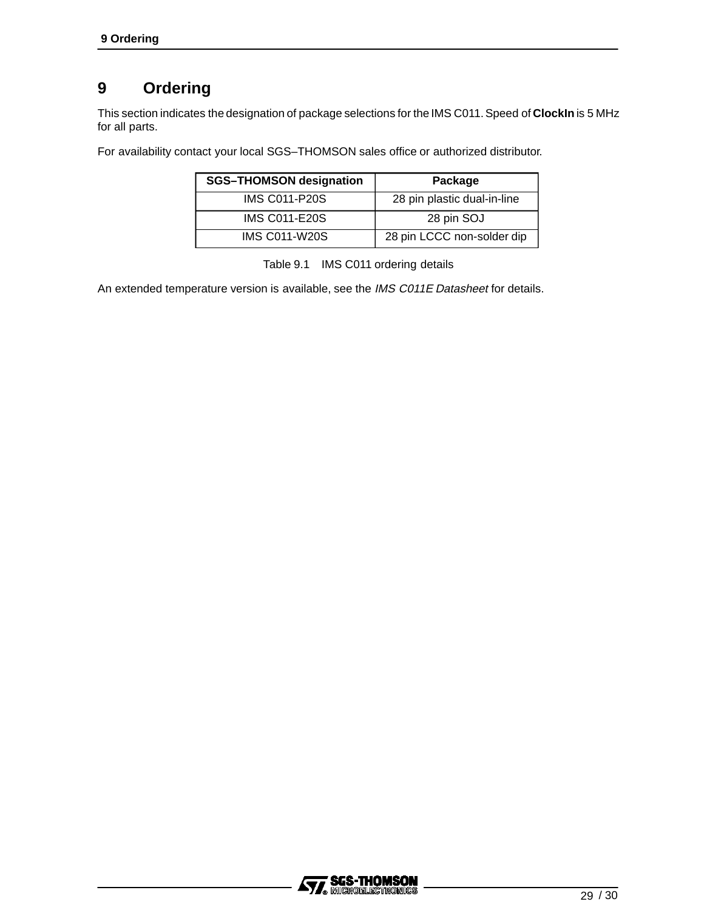# 9 Ordering

This section indicates the designation of package selections for the IMS C011. Speed of **ClockIn** is 5 MHz for all parts.

For availability contact your local SGS–THOMSON sales office or authorized distributor.

| SGS–THOMSON designation | Package |
|---|---|
| IMS C011-P20S | 28 pin plastic dual-in-line |
| IMS C011-E20S | 28 pin SOJ |
| IMS C011-W20S | 28 pin LCCC non-solder dip |

Table 9.1 IMS C011 ordering details

An extended temperature version is available, see the *IMS C011E Datasheet* for details.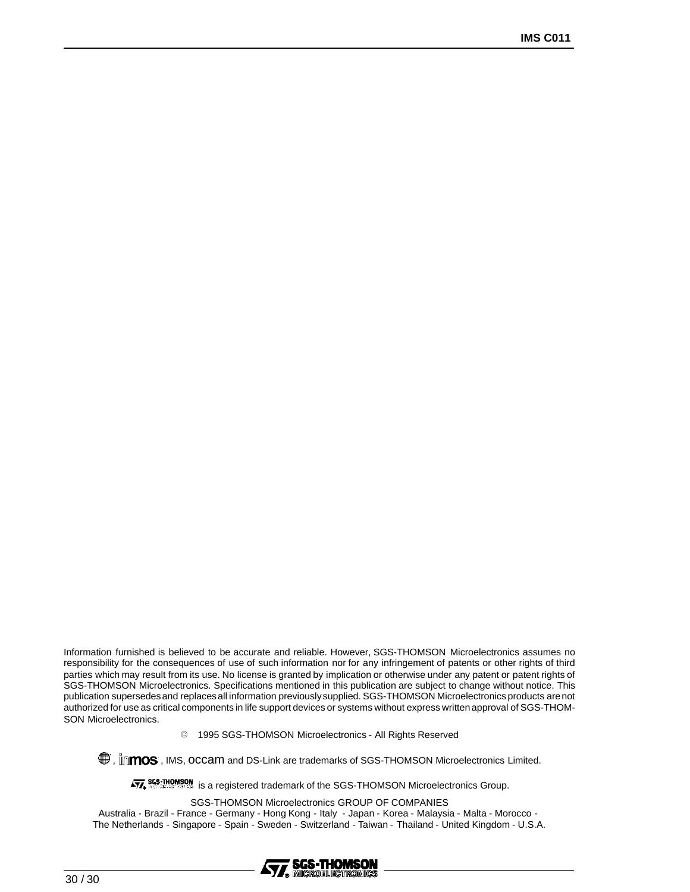Information furnished is believed to be accurate and reliable. However, SGS-THOMSON Microelectronics assumes no responsibility for the consequences of use of such information nor for any infringement of patents or other rights of third parties which may result from its use. No license is granted by implication or otherwise under any patent or patent rights of SGS-THOMSON Microelectronics. Specifications mentioned in this publication are subject to change without notice. This publication supersedes and replaces all information previously supplied. SGS-THOMSON Microelectronics products are not authorized for use as critical components in life support devices or systems without express written approval of SGS-THOMSON Microelectronics.

© 1995 SGS-THOMSON Microelectronics - All Rights Reserved

, inmos, IMS, occam and DS-Link are trademarks of SGS-THOMSON Microelectronics Limited.

SGS-THOMSON is a registered trademark of the SGS-THOMSON Microelectronics Group.

SGS-THOMSON Microelectronics GROUP OF COMPANIES
Australia - Brazil - France - Germany - Hong Kong - Italy - Japan - Korea - Malaysia - Malta - Morocco - The Netherlands - Singapore - Spain - Sweden - Switzerland - Taiwan - Thailand - United Kingdom - U.S.A.